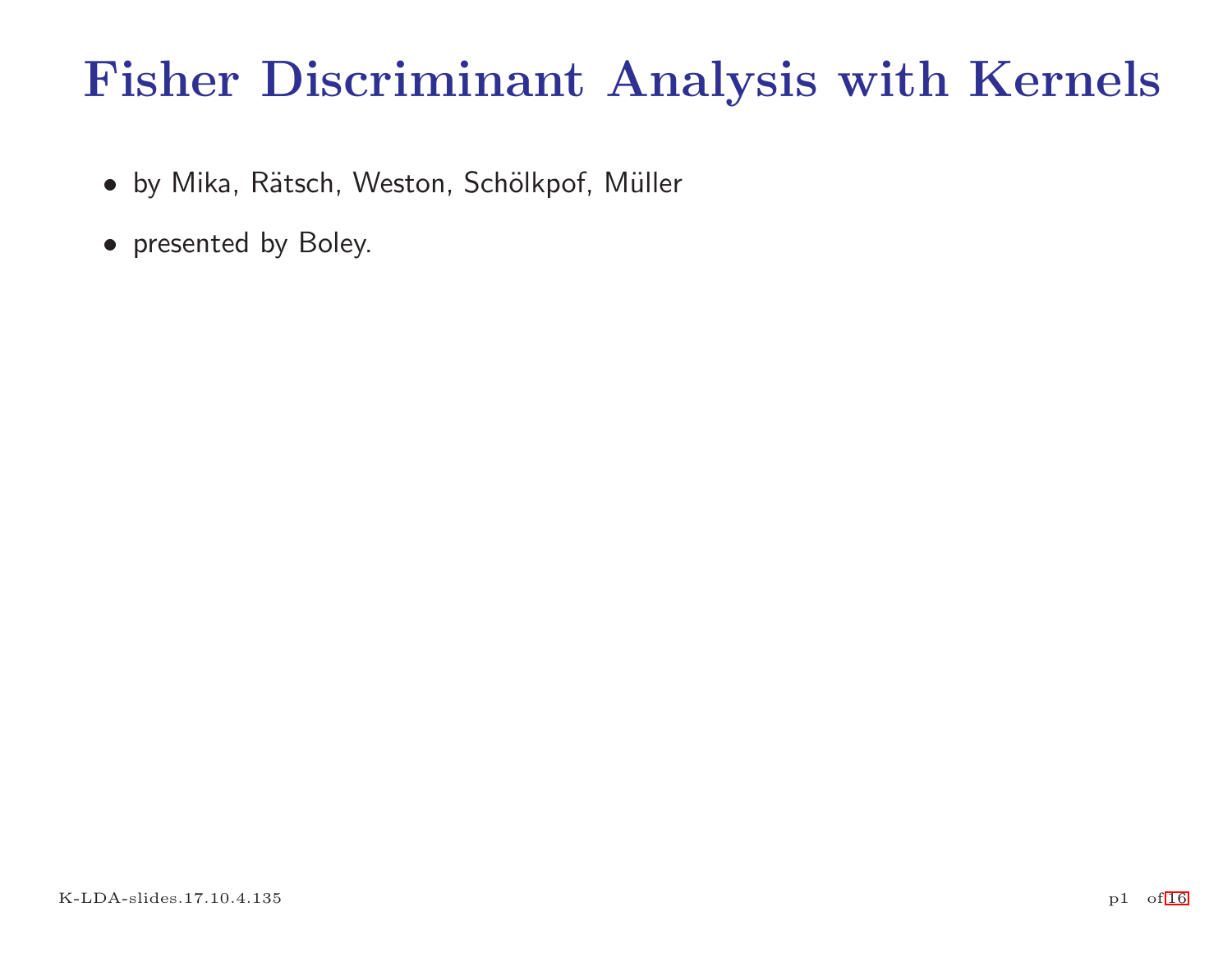# Fisher Discriminant Analysis with Kernels

- by Mika, Rätsch, Weston, Schölkpof, Müller
- presented by Boley.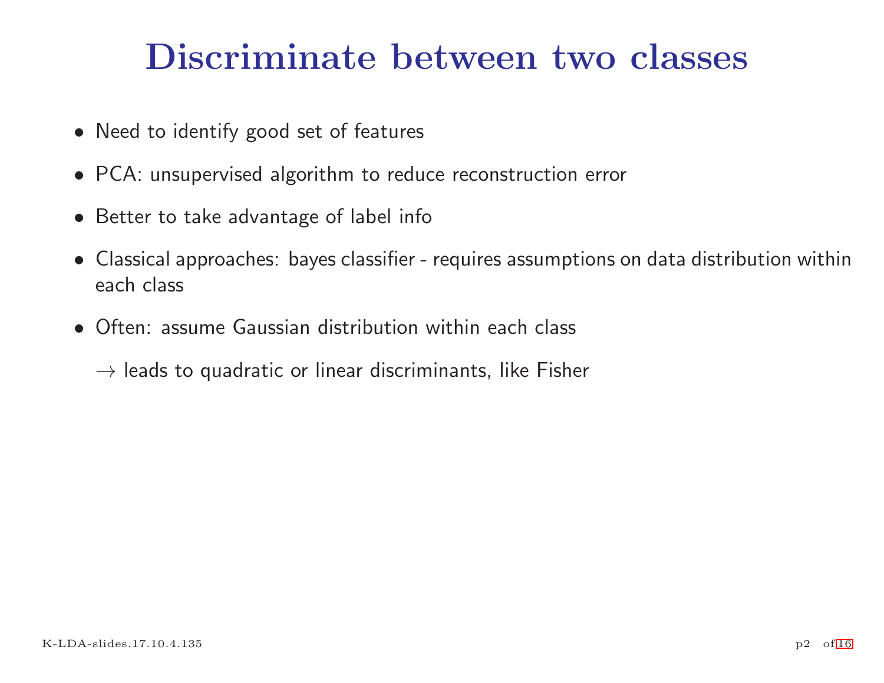# Discriminate between two classes

- Need to identify good set of features
- PCA: unsupervised algorithm to reduce reconstruction error
- Better to take advantage of label info
- Classical approaches: bayes classifier - requires assumptions on data distribution within each class
- Often: assume Gaussian distribution within each class

  $\rightarrow$ leads to quadratic or linear discriminants, like Fisher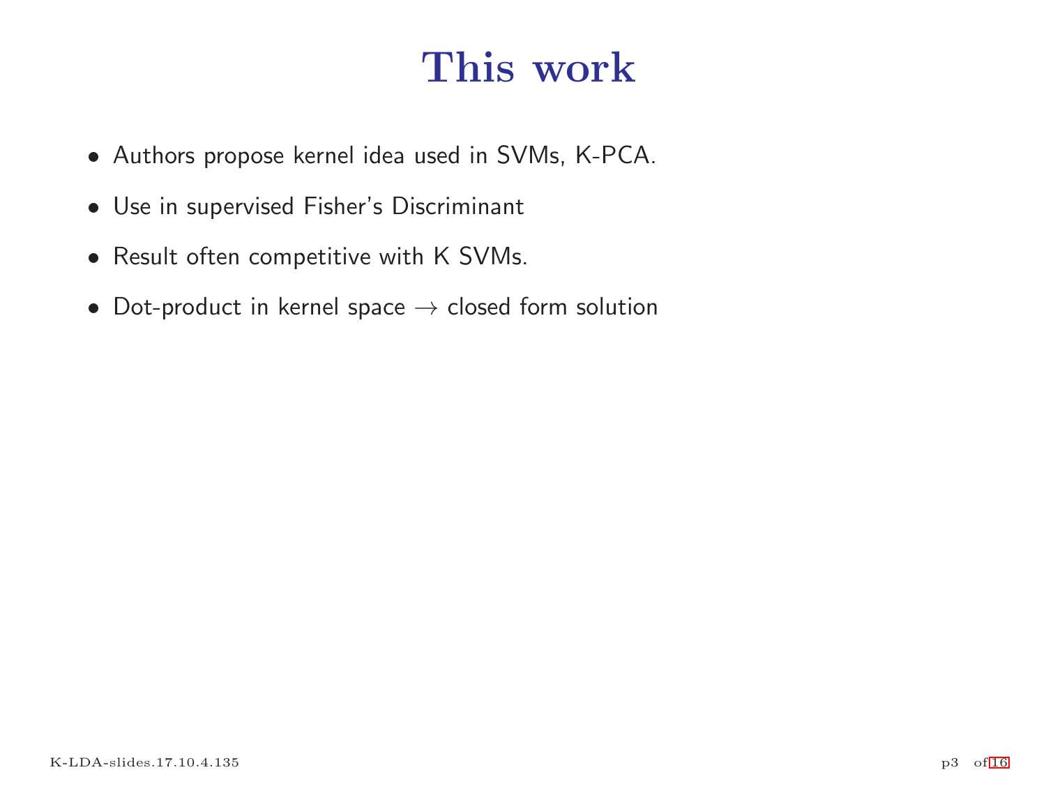# This work

- Authors propose kernel idea used in SVMs, K-PCA.
- Use in supervised Fisher's Discriminant
- Result often competitive with K SVMs.
- Dot-product in kernel space $\rightarrow$ closed form solution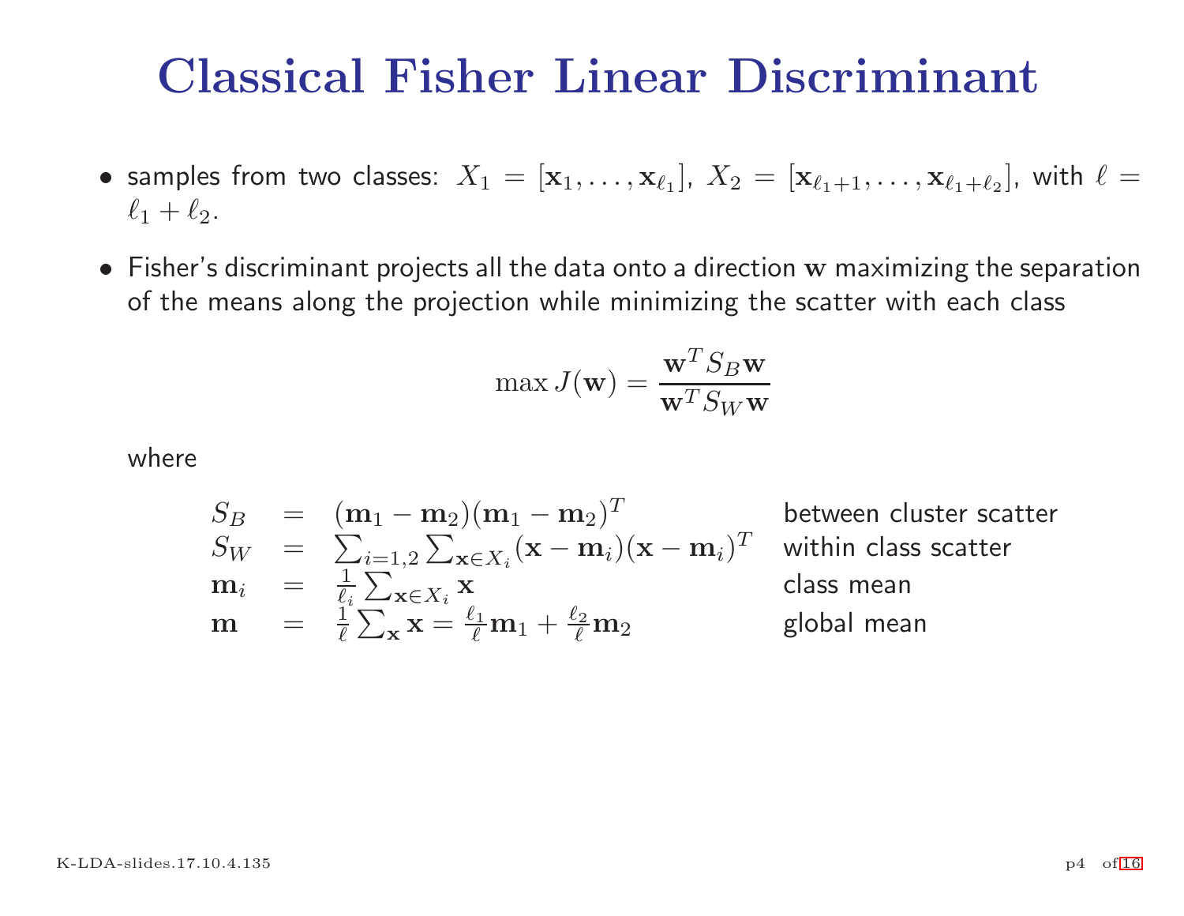# Classical Fisher Linear Discriminant

- samples from two classes: $X_1 = [\mathbf{x}_1, \ldots, \mathbf{x}_{\ell_1}]$, $X_2 = [\mathbf{x}_{\ell_1+1}, \ldots, \mathbf{x}_{\ell_1+\ell_2}]$, with $\ell = \ell_1 + \ell_2$.
- Fisher's discriminant projects all the data onto a direction $\mathbf{w}$ maximizing the separation of the means along the projection while minimizing the scatter with each class

$$\max J(\mathbf{w}) = \frac{\mathbf{w}^T S_B \mathbf{w}}{\mathbf{w}^T S_W \mathbf{w}}$$

where

| | | | |
|---|---|---|---|
| $S_B$ | $=$ | $(\mathbf{m}_1 - \mathbf{m}_2)(\mathbf{m}_1 - \mathbf{m}_2)^T$ | between cluster scatter |
| $S_W$ | $=$ | $\sum_{i=1,2} \sum_{\mathbf{x} \in X_i} (\mathbf{x} - \mathbf{m}_i)(\mathbf{x} - \mathbf{m}_i)^T$ | within class scatter |
| $\mathbf{m}_i$ | $=$ | $\frac{1}{\ell_i} \sum_{\mathbf{x} \in X_i} \mathbf{x}$ | class mean |
| $\mathbf{m}$ | $=$ | $\frac{1}{\ell} \sum_{\mathbf{x}} \mathbf{x} = \frac{\ell_1}{\ell} \mathbf{m}_1 + \frac{\ell_2}{\ell} \mathbf{m}_2$ | global mean |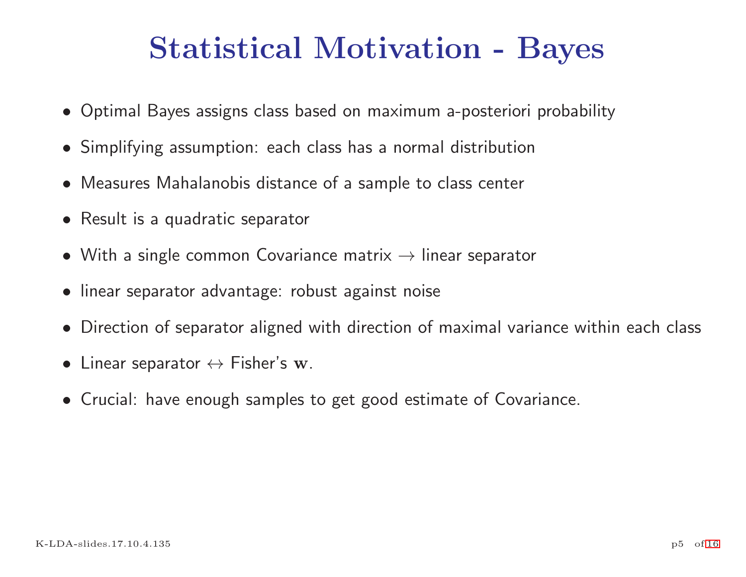# Statistical Motivation - Bayes

- Optimal Bayes assigns class based on maximum a-posteriori probability
- Simplifying assumption: each class has a normal distribution
- Measures Mahalanobis distance of a sample to class center
- Result is a quadratic separator
- With a single common Covariance matrix $\rightarrow$ linear separator
- linear separator advantage: robust against noise
- Direction of separator aligned with direction of maximal variance within each class
- Linear separator $\leftrightarrow$ Fisher's $\mathbf{w}$.
- Crucial: have enough samples to get good estimate of Covariance.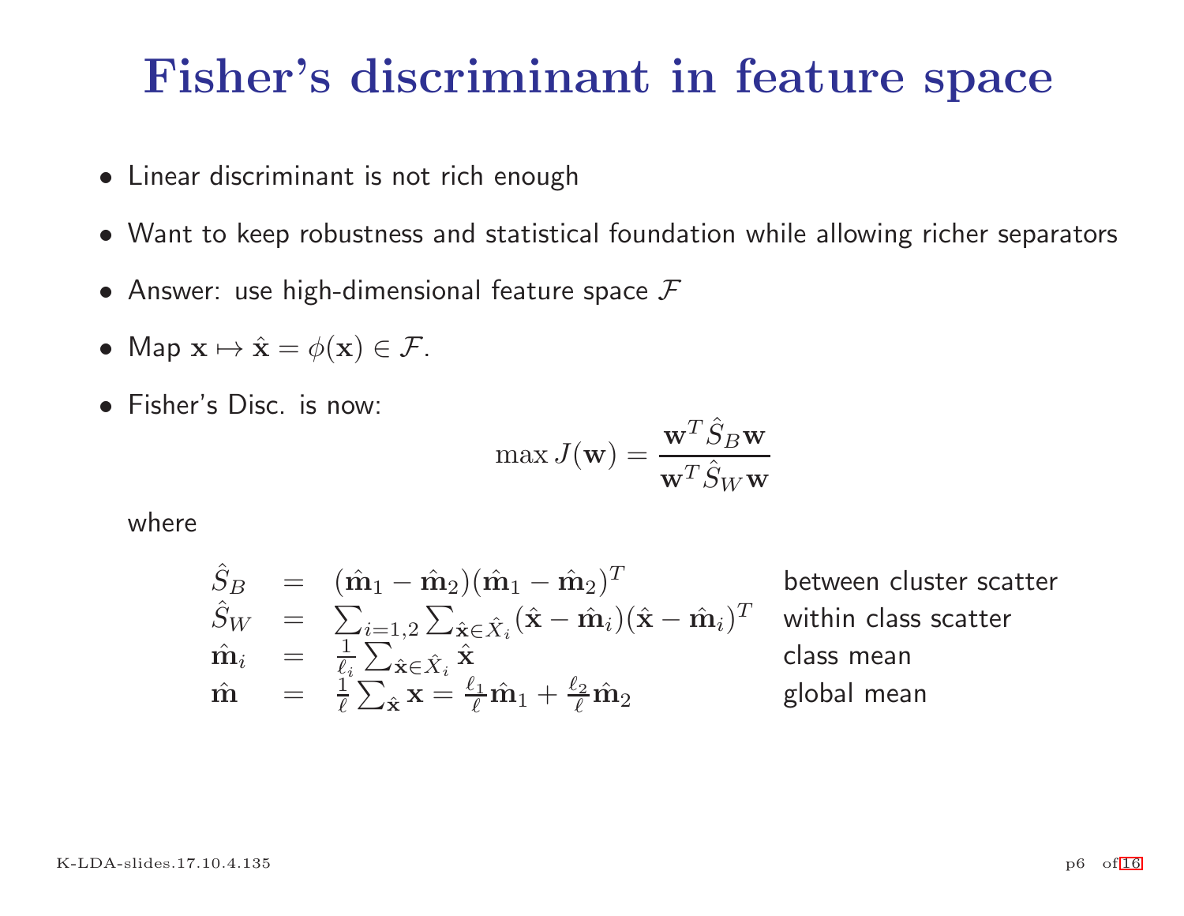# Fisher's discriminant in feature space

- Linear discriminant is not rich enough
- Want to keep robustness and statistical foundation while allowing richer separators
- Answer: use high-dimensional feature space $\mathcal{F}$
- Map $\mathbf{x} \mapsto \hat{\mathbf{x}} = \phi(\mathbf{x}) \in \mathcal{F}$.
- Fisher's Disc. is now:

$$\max J(\mathbf{w}) = \frac{\mathbf{w}^T \hat{S}_B \mathbf{w}}{\mathbf{w}^T \hat{S}_W \mathbf{w}}$$

where

$$\begin{array}{lcll}
\hat{S}_B & = & (\hat{\mathbf{m}}_1 - \hat{\mathbf{m}}_2)(\hat{\mathbf{m}}_1 - \hat{\mathbf{m}}_2)^T & \text{between cluster scatter} \\
\hat{S}_W & = & \sum_{i=1,2} \sum_{\hat{\mathbf{x}} \in \hat{X}_i} (\hat{\mathbf{x}} - \hat{\mathbf{m}}_i)(\hat{\mathbf{x}} - \hat{\mathbf{m}}_i)^T & \text{within class scatter} \\
\hat{\mathbf{m}}_i & = & \frac{1}{\ell_i} \sum_{\hat{\mathbf{x}} \in \hat{X}_i} \hat{\mathbf{x}} & \text{class mean} \\
\hat{\mathbf{m}} & = & \frac{1}{\ell} \sum_{\hat{\mathbf{x}}} \mathbf{x} = \frac{\ell_1}{\ell} \hat{\mathbf{m}}_1 + \frac{\ell_2}{\ell} \hat{\mathbf{m}}_2 & \text{global mean}
\end{array}$$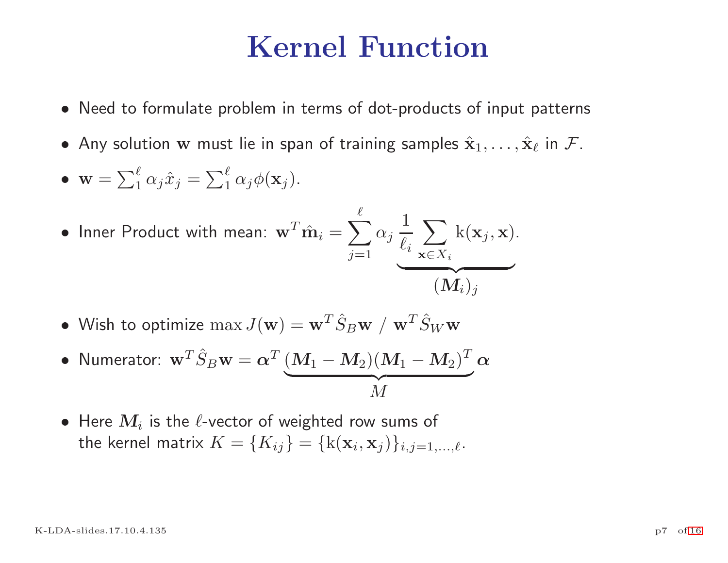# Kernel Function

- Need to formulate problem in terms of dot-products of input patterns
- Any solution $\mathbf{w}$ must lie in span of training samples $\hat{\mathbf{x}}_1, \ldots, \hat{\mathbf{x}}_\ell$ in $\mathcal{F}$.
- $\mathbf{w} = \sum_1^\ell \alpha_j \hat{x}_j = \sum_1^\ell \alpha_j \phi(\mathbf{x}_j)$.
- Inner Product with mean: $\mathbf{w}^T \hat{\mathbf{m}}_i = \displaystyle\sum_{j=1}^{\ell} \alpha_j \underbrace{\frac{1}{\ell_i} \sum_{\mathbf{x} \in X_i} \mathrm{k}(\mathbf{x}_j, \mathbf{x})}_{(\boldsymbol{M}_i)_j}$.
- Wish to optimize $\max J(\mathbf{w}) = \mathbf{w}^T \hat{S}_B \mathbf{w} \; / \; \mathbf{w}^T \hat{S}_W \mathbf{w}$
- Numerator: $\mathbf{w}^T \hat{S}_B \mathbf{w} = \boldsymbol{\alpha}^T \underbrace{(\boldsymbol{M}_1 - \boldsymbol{M}_2)(\boldsymbol{M}_1 - \boldsymbol{M}_2)^T}_{M} \boldsymbol{\alpha}$
- Here $\boldsymbol{M}_i$ is the $\ell$-vector of weighted row sums of the kernel matrix $K = \{K_{ij}\} = \{\mathrm{k}(\mathbf{x}_i, \mathbf{x}_j)\}_{i,j=1,\ldots,\ell}$.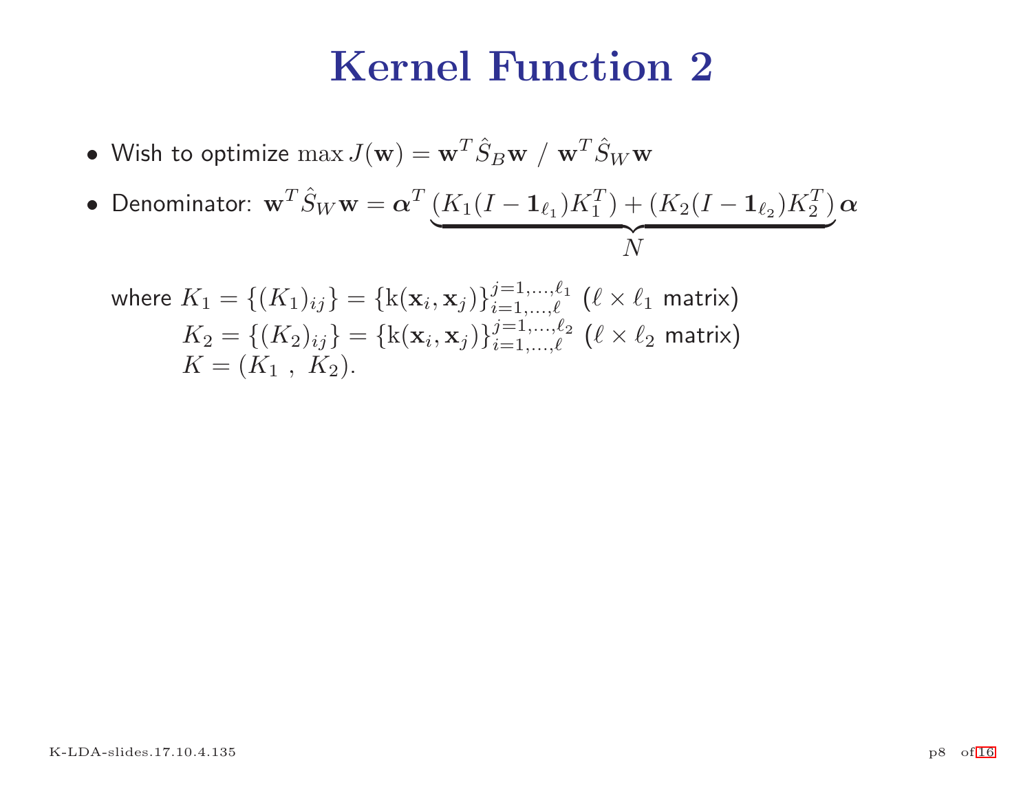# Kernel Function 2

- Wish to optimize $\max J(\mathbf{w}) = \mathbf{w}^T \hat{S}_B \mathbf{w} \ / \ \mathbf{w}^T \hat{S}_W \mathbf{w}$
- Denominator: $\mathbf{w}^T \hat{S}_W \mathbf{w} = \boldsymbol{\alpha}^T \underbrace{(K_1(I - \mathbf{1}_{\ell_1})K_1^T) + (K_2(I - \mathbf{1}_{\ell_2})K_2^T)}_{N} \boldsymbol{\alpha}$

  where $K_1 = \{(K_1)_{ij}\} = \{\mathrm{k}(\mathbf{x}_i, \mathbf{x}_j)\}_{i=1,\ldots,\ell}^{j=1,\ldots,\ell_1}$ ($\ell \times \ell_1$ matrix)
  $K_2 = \{(K_2)_{ij}\} = \{\mathrm{k}(\mathbf{x}_i, \mathbf{x}_j)\}_{i=1,\ldots,\ell}^{j=1,\ldots,\ell_2}$ ($\ell \times \ell_2$ matrix)
  $K = (K_1 \ , \ K_2)$.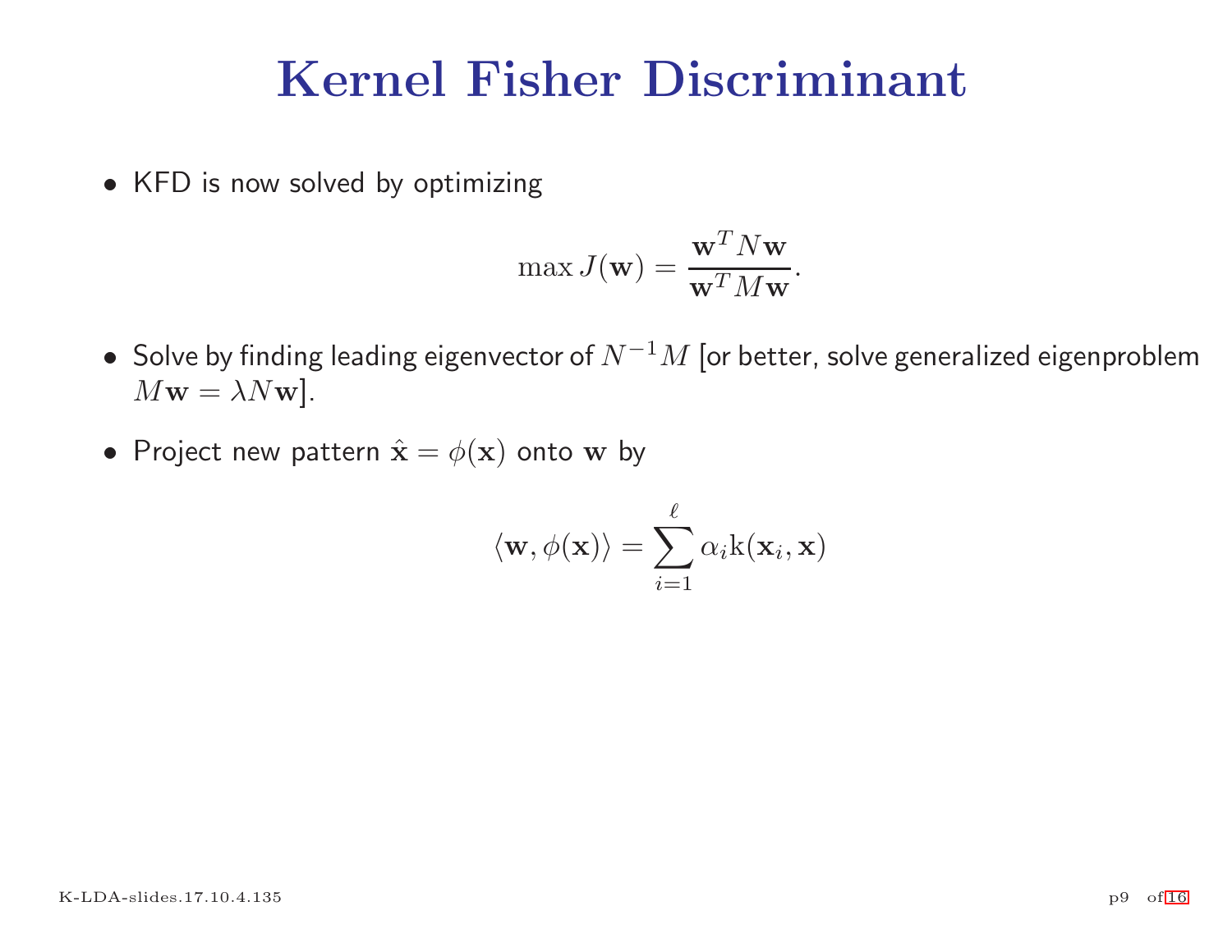# Kernel Fisher Discriminant

- KFD is now solved by optimizing

$$\max J(\mathbf{w}) = \frac{\mathbf{w}^T N \mathbf{w}}{\mathbf{w}^T M \mathbf{w}}.$$

- Solve by finding leading eigenvector of $N^{-1}M$ [or better, solve generalized eigenproblem $M\mathbf{w} = \lambda N \mathbf{w}$].

- Project new pattern $\hat{\mathbf{x}} = \phi(\mathbf{x})$ onto $\mathbf{w}$ by

$$\langle \mathbf{w}, \phi(\mathbf{x}) \rangle = \sum_{i=1}^{\ell} \alpha_i \mathrm{k}(\mathbf{x}_i, \mathbf{x})$$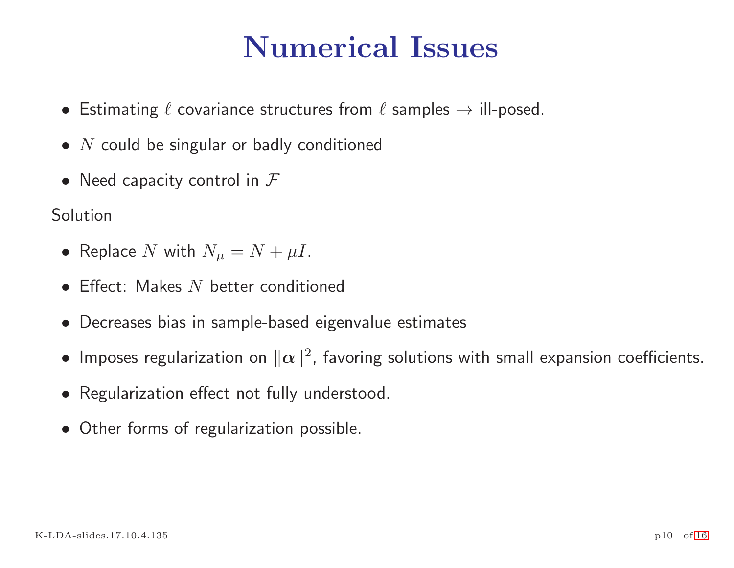# Numerical Issues

- Estimating $\ell$ covariance structures from $\ell$ samples $\rightarrow$ ill-posed.
- $N$ could be singular or badly conditioned
- Need capacity control in $\mathcal{F}$

Solution

- Replace $N$ with $N_\mu = N + \mu I$.
- Effect: Makes $N$ better conditioned
- Decreases bias in sample-based eigenvalue estimates
- Imposes regularization on $\|\boldsymbol{\alpha}\|^2$, favoring solutions with small expansion coefficients.
- Regularization effect not fully understood.
- Other forms of regularization possible.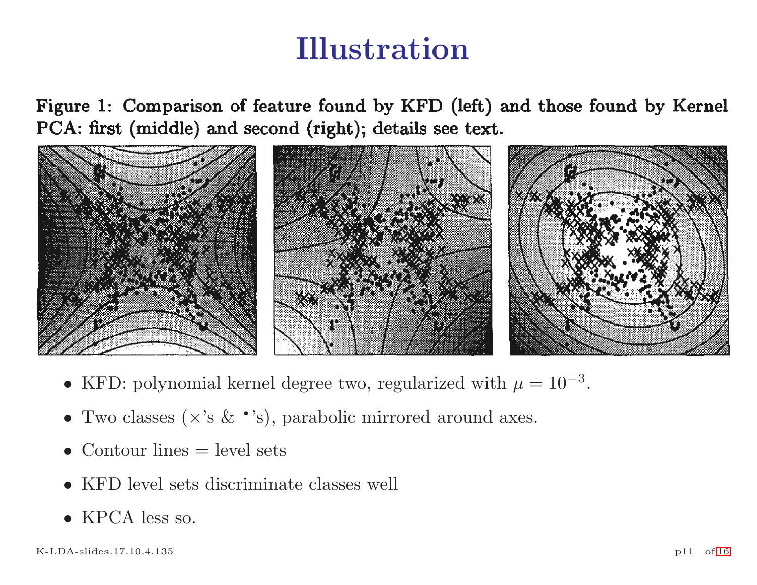# Illustration

**Figure 1: Comparison of feature found by KFD (left) and those found by Kernel PCA: first (middle) and second (right); details see text.**

- KFD: polynomial kernel degree two, regularized with $\mu = 10^{-3}$.
- Two classes ($\times$'s & $^\bullet$'s), parabolic mirrored around axes.
- Contour lines = level sets
- KFD level sets discriminate classes well
- KPCA less so.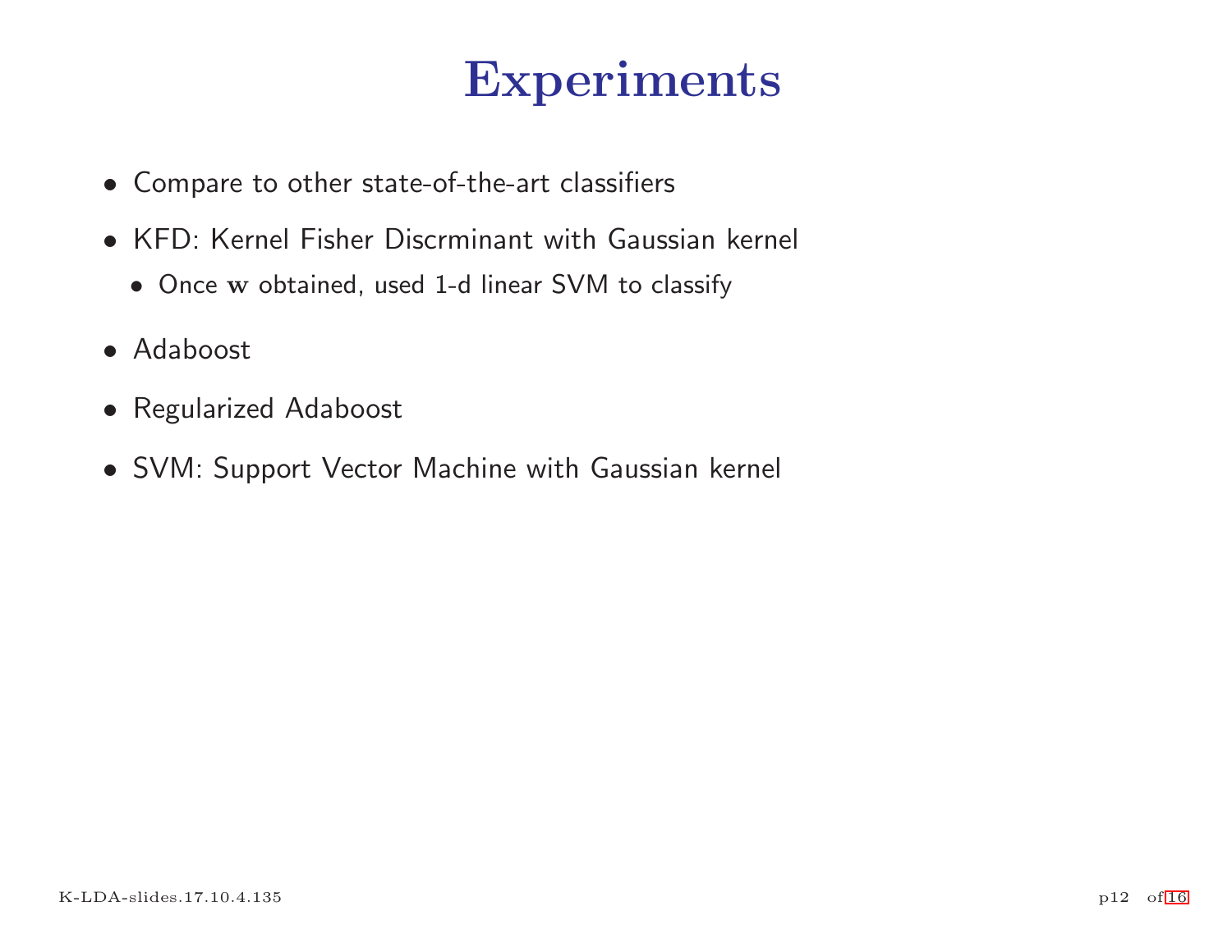# Experiments

- Compare to other state-of-the-art classifiers
- KFD: Kernel Fisher Discrminant with Gaussian kernel
  - Once $\mathbf{w}$ obtained, used 1-d linear SVM to classify
- Adaboost
- Regularized Adaboost
- SVM: Support Vector Machine with Gaussian kernel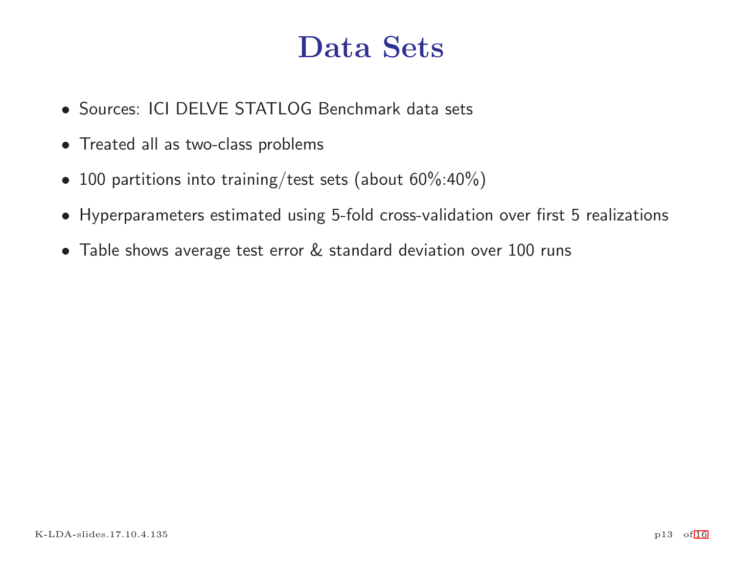# Data Sets

- Sources: ICI DELVE STATLOG Benchmark data sets
- Treated all as two-class problems
- 100 partitions into training/test sets (about 60%:40%)
- Hyperparameters estimated using 5-fold cross-validation over first 5 realizations
- Table shows average test error & standard deviation over 100 runs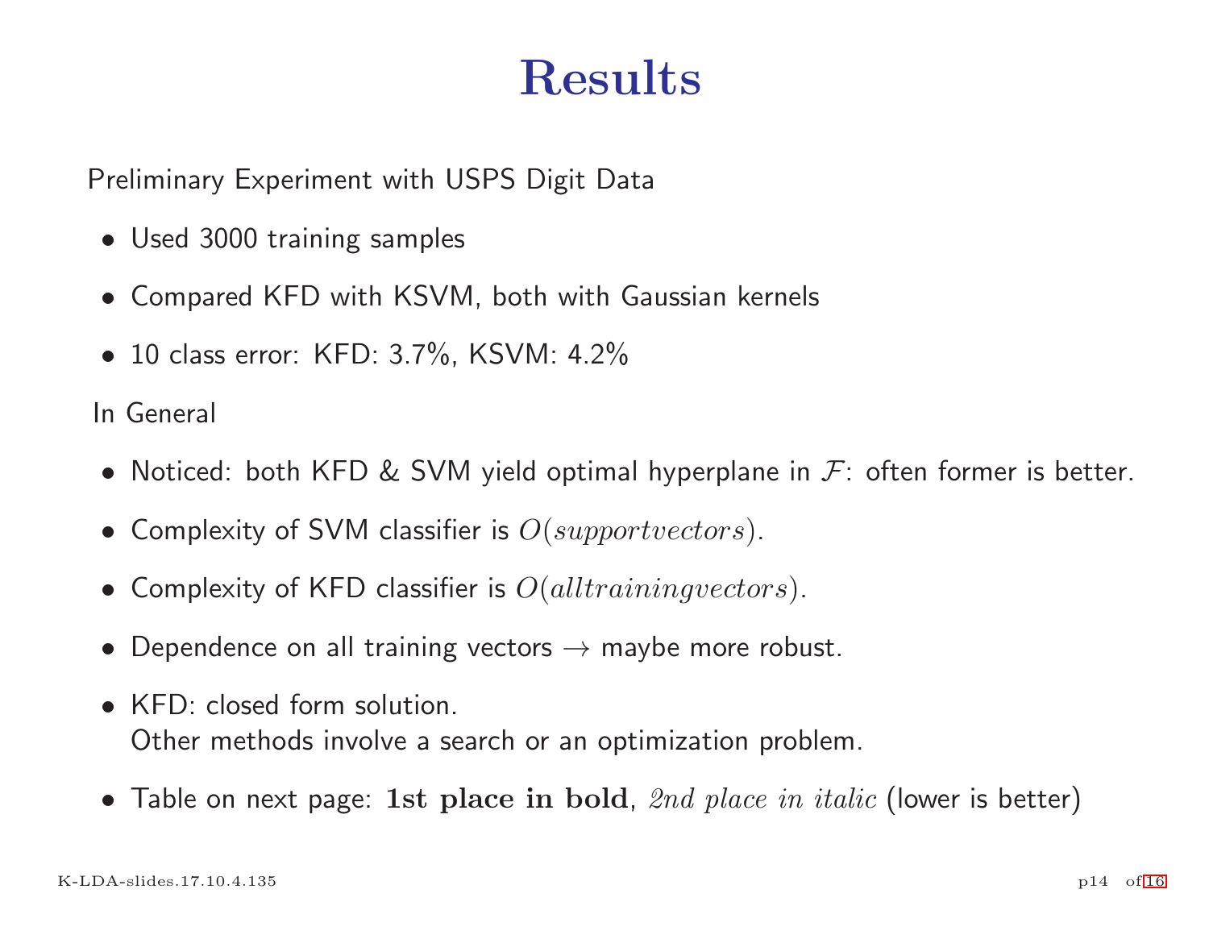# Results

Preliminary Experiment with USPS Digit Data

- Used 3000 training samples
- Compared KFD with KSVM, both with Gaussian kernels
- 10 class error: KFD: 3.7%, KSVM: 4.2%

In General

- Noticed: both KFD & SVM yield optimal hyperplane in $\mathcal{F}$: often former is better.
- Complexity of SVM classifier is $O(supportvectors)$.
- Complexity of KFD classifier is $O(alltrainingvectors)$.
- Dependence on all training vectors $\rightarrow$ maybe more robust.
- KFD: closed form solution.
  Other methods involve a search or an optimization problem.
- Table on next page: **1st place in bold**, *2nd place in italic* (lower is better)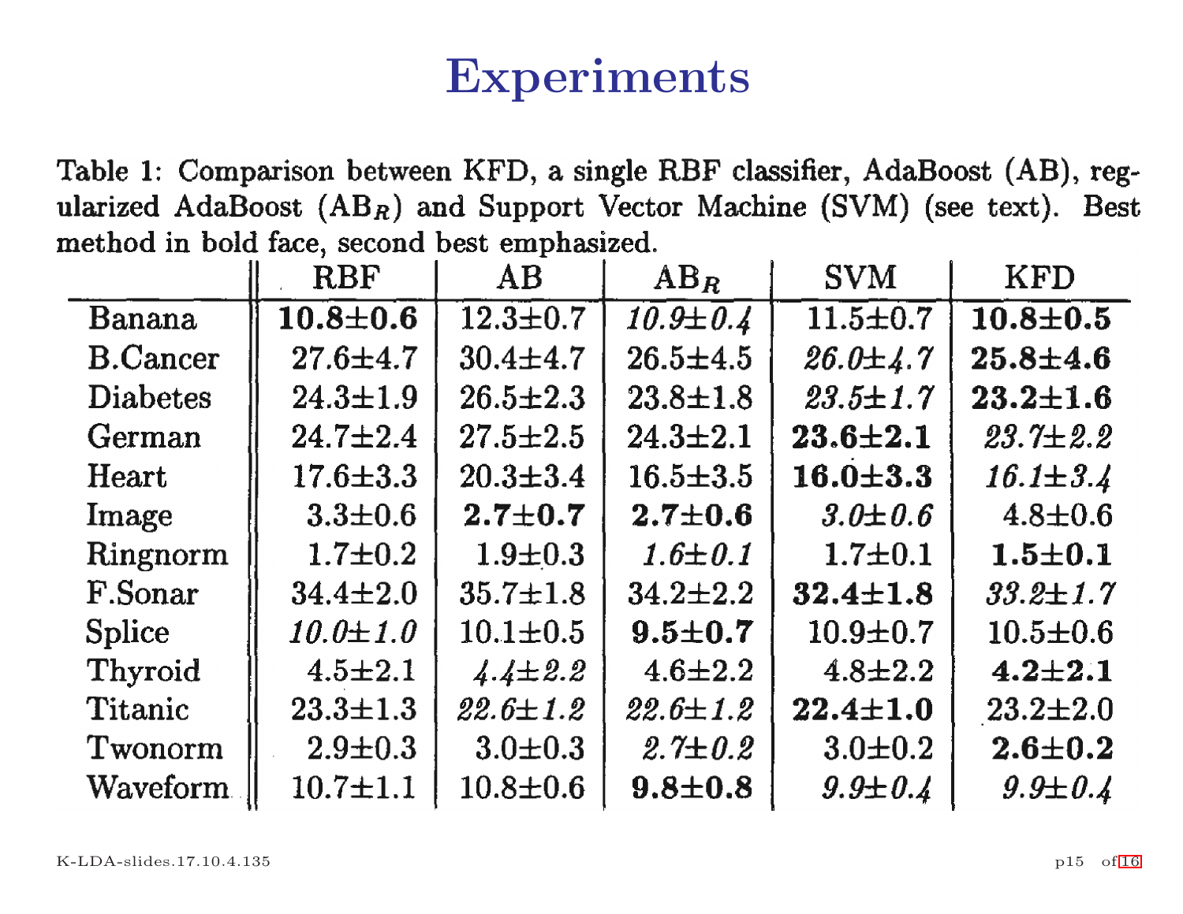# Experiments

Table 1: Comparison between KFD, a single RBF classifier, AdaBoost (AB), regularized AdaBoost ($AB_R$) and Support Vector Machine (SVM) (see text). Best method in bold face, second best emphasized.

| | RBF | AB | $AB_R$ | SVM | KFD |
|---|---|---|---|---|---|
| Banana | **10.8±0.6** | 12.3±0.7 | *10.9±0.4* | 11.5±0.7 | **10.8±0.5** |
| B.Cancer | 27.6±4.7 | 30.4±4.7 | 26.5±4.5 | *26.0±4.7* | **25.8±4.6** |
| Diabetes | 24.3±1.9 | 26.5±2.3 | 23.8±1.8 | *23.5±1.7* | **23.2±1.6** |
| German | 24.7±2.4 | 27.5±2.5 | 24.3±2.1 | **23.6±2.1** | *23.7±2.2* |
| Heart | 17.6±3.3 | 20.3±3.4 | 16.5±3.5 | **16.0±3.3** | *16.1±3.4* |
| Image | 3.3±0.6 | **2.7±0.7** | **2.7±0.6** | *3.0±0.6* | 4.8±0.6 |
| Ringnorm | 1.7±0.2 | 1.9±0.3 | *1.6±0.1* | 1.7±0.1 | **1.5±0.1** |
| F.Sonar | 34.4±2.0 | 35.7±1.8 | 34.2±2.2 | **32.4±1.8** | *33.2±1.7* |
| Splice | *10.0±1.0* | 10.1±0.5 | **9.5±0.7** | 10.9±0.7 | 10.5±0.6 |
| Thyroid | 4.5±2.1 | *4.4±2.2* | 4.6±2.2 | 4.8±2.2 | **4.2±2.1** |
| Titanic | 23.3±1.3 | *22.6±1.2* | *22.6±1.2* | **22.4±1.0** | 23.2±2.0 |
| Twonorm | 2.9±0.3 | 3.0±0.3 | *2.7±0.2* | 3.0±0.2 | **2.6±0.2** |
| Waveform | 10.7±1.1 | 10.8±0.6 | **9.8±0.8** | *9.9±0.4* | *9.9±0.4* |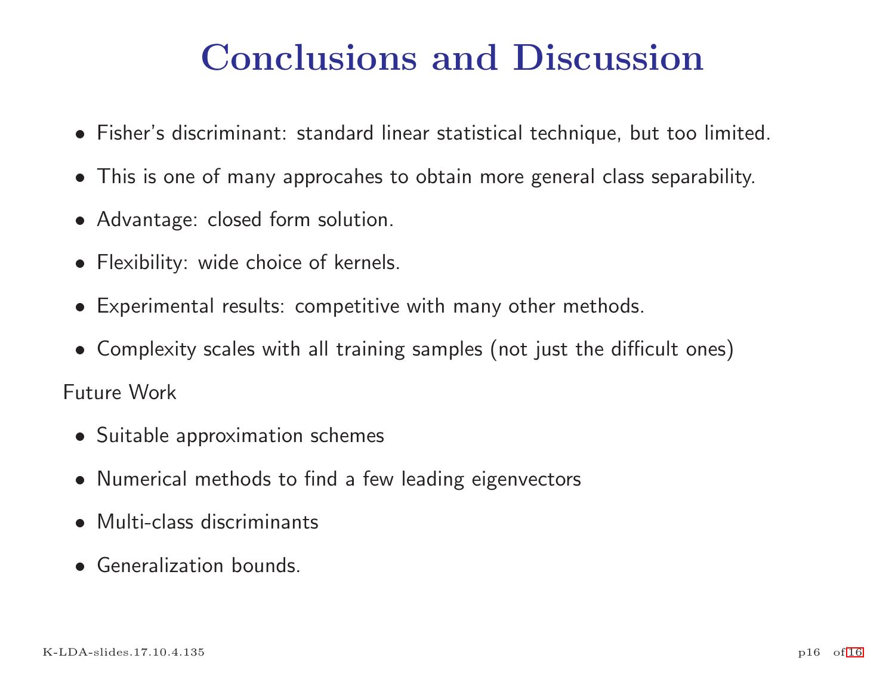# Conclusions and Discussion

- Fisher's discriminant: standard linear statistical technique, but too limited.
- This is one of many approcahes to obtain more general class separability.
- Advantage: closed form solution.
- Flexibility: wide choice of kernels.
- Experimental results: competitive with many other methods.
- Complexity scales with all training samples (not just the difficult ones)

Future Work

- Suitable approximation schemes
- Numerical methods to find a few leading eigenvectors
- Multi-class discriminants
- Generalization bounds.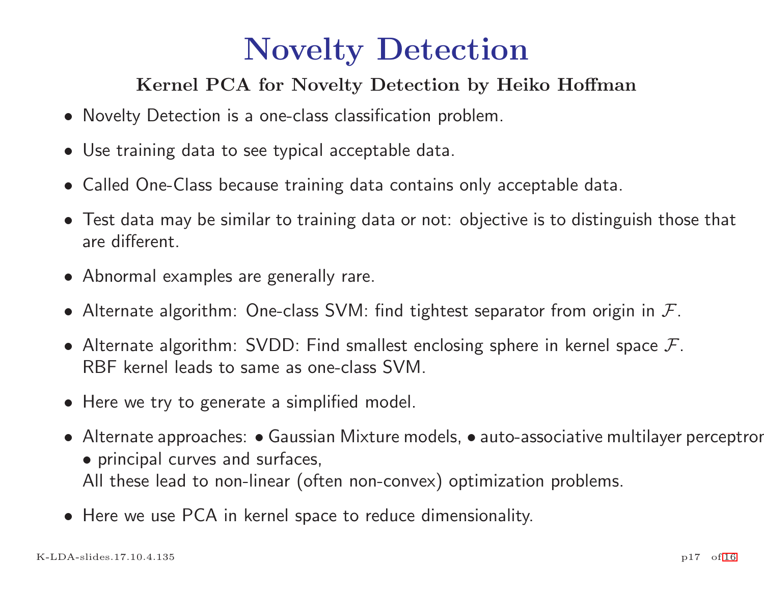# Novelty Detection

**Kernel PCA for Novelty Detection by Heiko Hoffman**

- Novelty Detection is a one-class classification problem.
- Use training data to see typical acceptable data.
- Called One-Class because training data contains only acceptable data.
- Test data may be similar to training data or not: objective is to distinguish those that are different.
- Abnormal examples are generally rare.
- Alternate algorithm: One-class SVM: find tightest separator from origin in $\mathcal{F}$.
- Alternate algorithm: SVDD: Find smallest enclosing sphere in kernel space $\mathcal{F}$.
  RBF kernel leads to same as one-class SVM.
- Here we try to generate a simplified model.
- Alternate approaches: • Gaussian Mixture models, • auto-associative multilayer perceptron
  • principal curves and surfaces,
  All these lead to non-linear (often non-convex) optimization problems.
- Here we use PCA in kernel space to reduce dimensionality.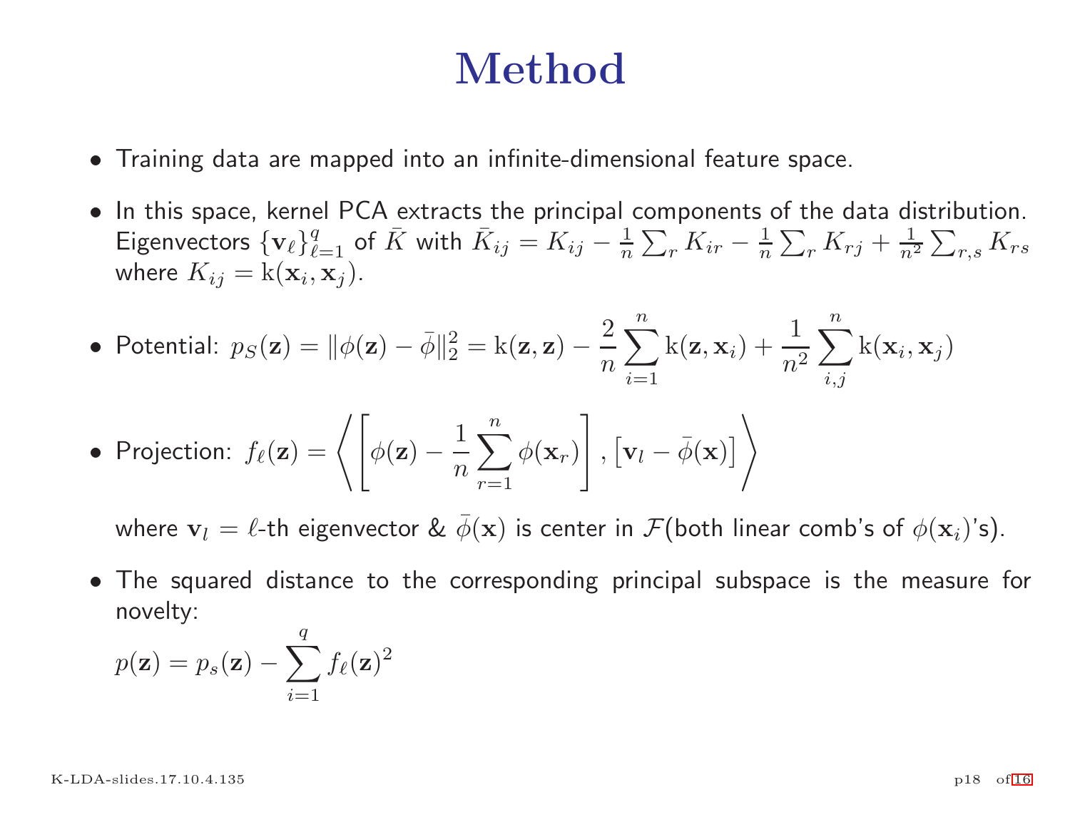# Method

- Training data are mapped into an infinite-dimensional feature space.
- In this space, kernel PCA extracts the principal components of the data distribution. Eigenvectors $\{\mathbf{v}_\ell\}_{\ell=1}^{q}$ of $\bar{K}$ with $\bar{K}_{ij} = K_{ij} - \frac{1}{n}\sum_r K_{ir} - \frac{1}{n}\sum_r K_{rj} + \frac{1}{n^2}\sum_{r,s} K_{rs}$ where $K_{ij} = \mathrm{k}(\mathbf{x}_i, \mathbf{x}_j)$.
- Potential: $p_S(\mathbf{z}) = \|\phi(\mathbf{z}) - \bar{\phi}\|_2^2 = \mathrm{k}(\mathbf{z}, \mathbf{z}) - \dfrac{2}{n}\displaystyle\sum_{i=1}^{n} \mathrm{k}(\mathbf{z}, \mathbf{x}_i) + \dfrac{1}{n^2}\sum_{i,j}^{n} \mathrm{k}(\mathbf{x}_i, \mathbf{x}_j)$
- Projection: $f_\ell(\mathbf{z}) = \left\langle \left[\phi(\mathbf{z}) - \dfrac{1}{n}\displaystyle\sum_{r=1}^{n} \phi(\mathbf{x}_r)\right], \left[\mathbf{v}_l - \bar{\phi}(\mathbf{x})\right] \right\rangle$

  where $\mathbf{v}_l = \ell$-th eigenvector & $\bar{\phi}(\mathbf{x})$ is center in $\mathcal{F}$(both linear comb's of $\phi(\mathbf{x}_i)$'s).
- The squared distance to the corresponding principal subspace is the measure for novelty:

  $$p(\mathbf{z}) = p_s(\mathbf{z}) - \sum_{i=1}^{q} f_\ell(\mathbf{z})^2$$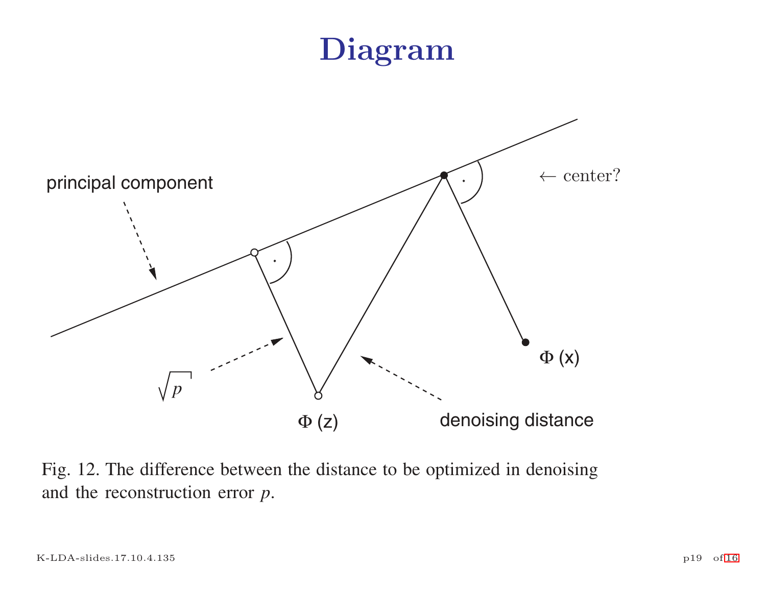# Diagram

principal component

← center?

$\sqrt{p}$

$\Phi$ (x)

$\Phi$ (z)

denoising distance

Fig. 12. The difference between the distance to be optimized in denoising and the reconstruction error $p$.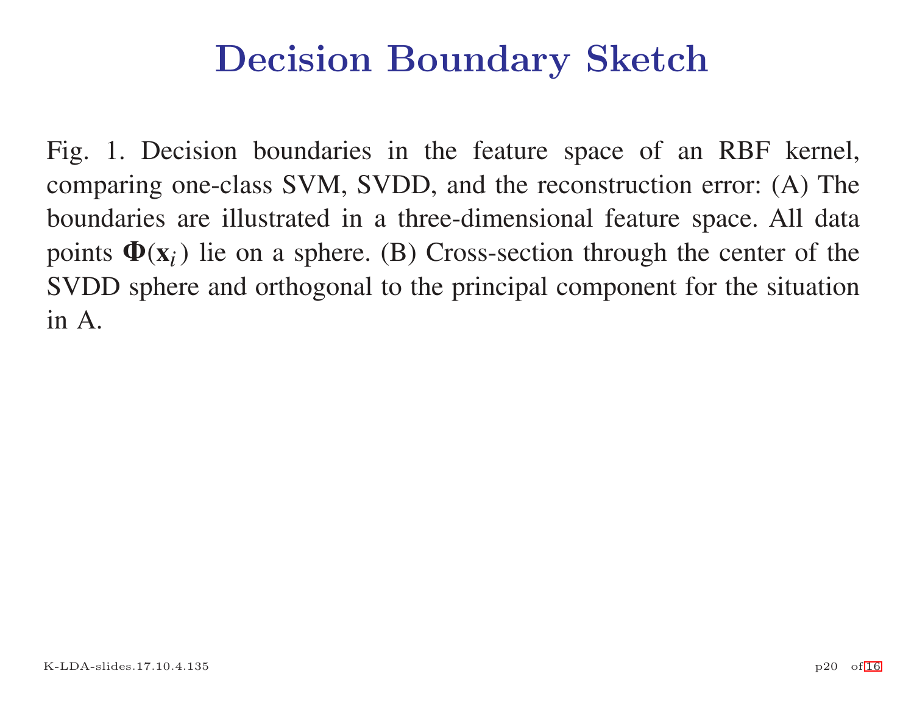# Decision Boundary Sketch

Fig. 1. Decision boundaries in the feature space of an RBF kernel, comparing one-class SVM, SVDD, and the reconstruction error: (A) The boundaries are illustrated in a three-dimensional feature space. All data points $\mathbf{\Phi}(\mathbf{x}_i)$ lie on a sphere. (B) Cross-section through the center of the SVDD sphere and orthogonal to the principal component for the situation in A.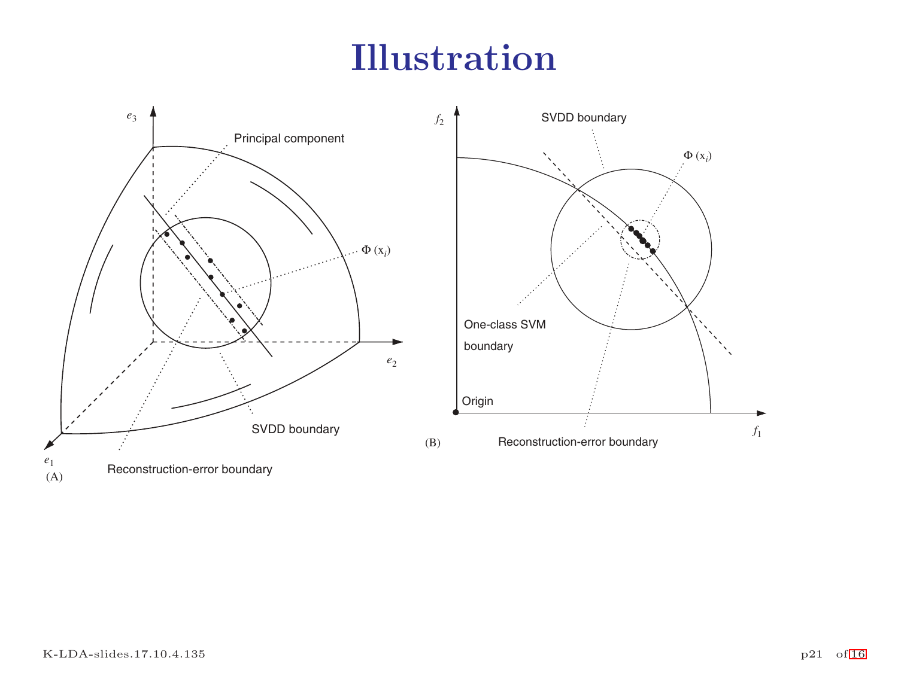# Illustration

$e_3$

Principal component

$\Phi$ ($x_i$)

$e_2$

SVDD boundary

$e_1$

(A)

Reconstruction-error boundary

$f_2$

SVDD boundary

$\Phi$ ($x_i$)

One-class SVM boundary

Origin

$f_1$

(B)

Reconstruction-error boundary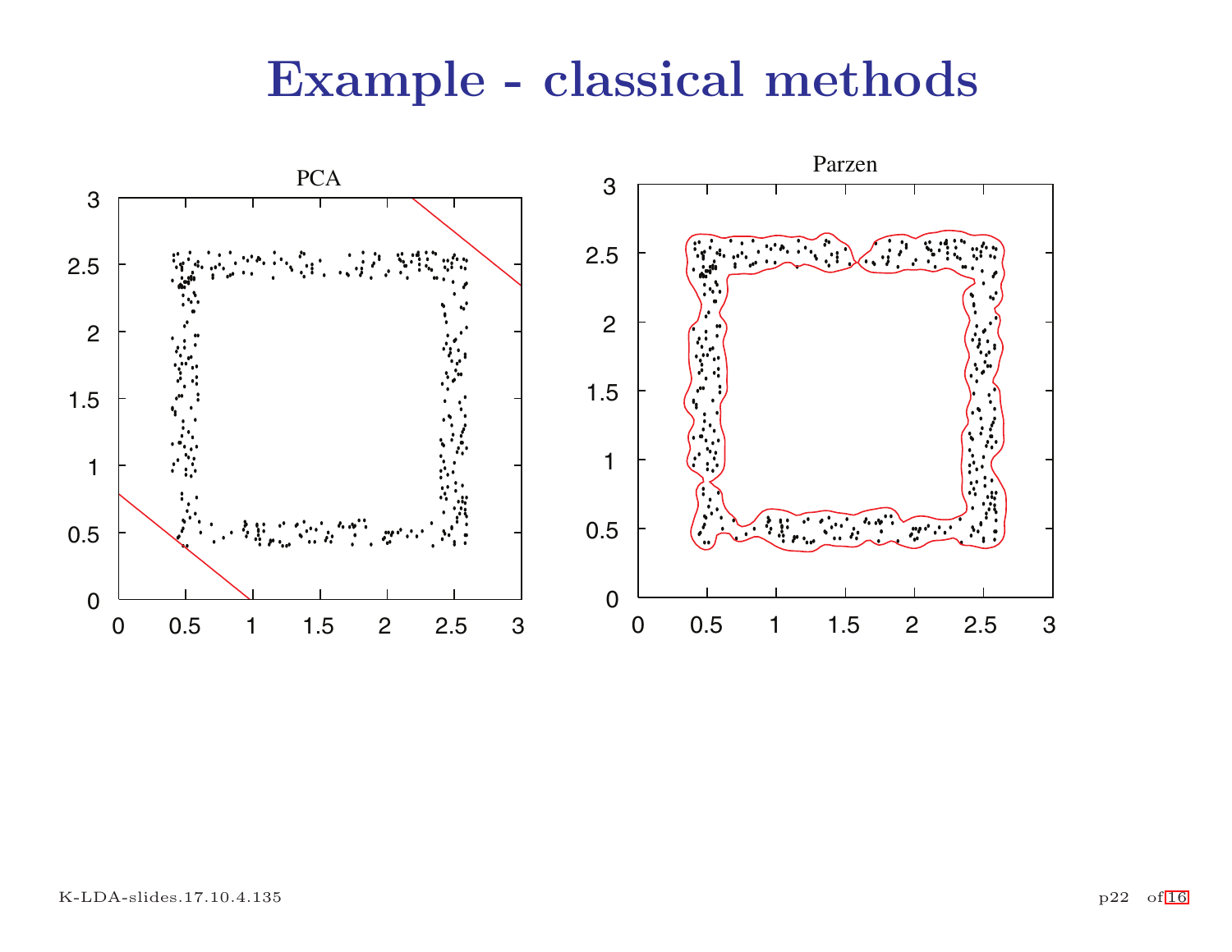# Example - classical methods

PCA

Parzen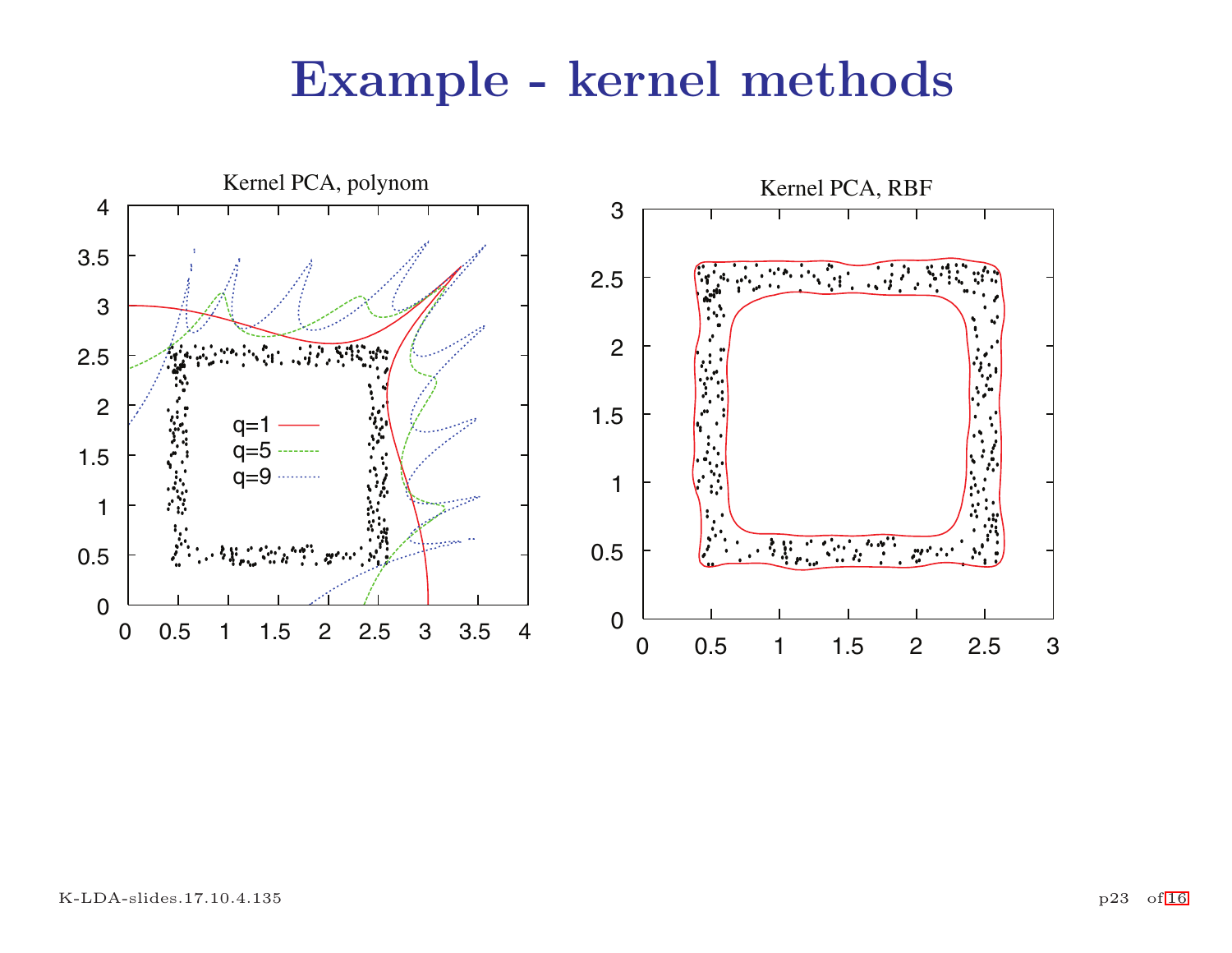# Example - kernel methods

Kernel PCA, polynom

q=1
q=5
q=9

Kernel PCA, RBF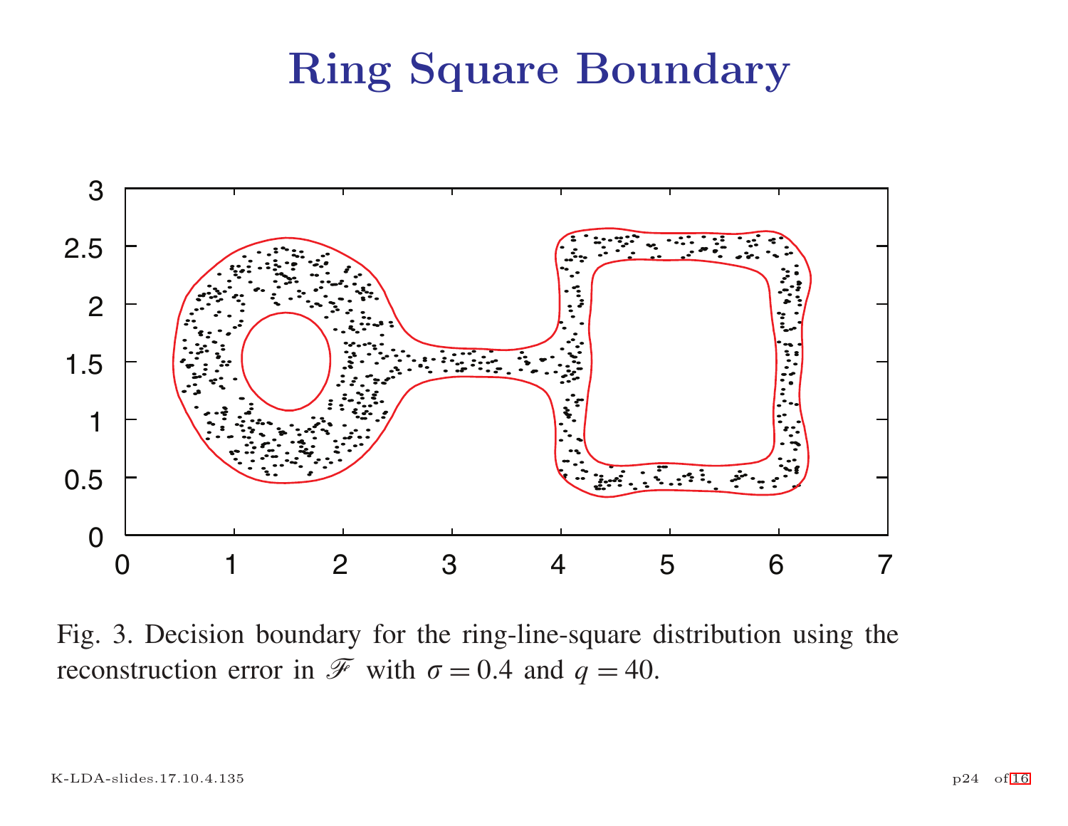# Ring Square Boundary

Fig. 3. Decision boundary for the ring-line-square distribution using the reconstruction error in $\mathscr{F}$ with $\sigma = 0.4$ and $q = 40$.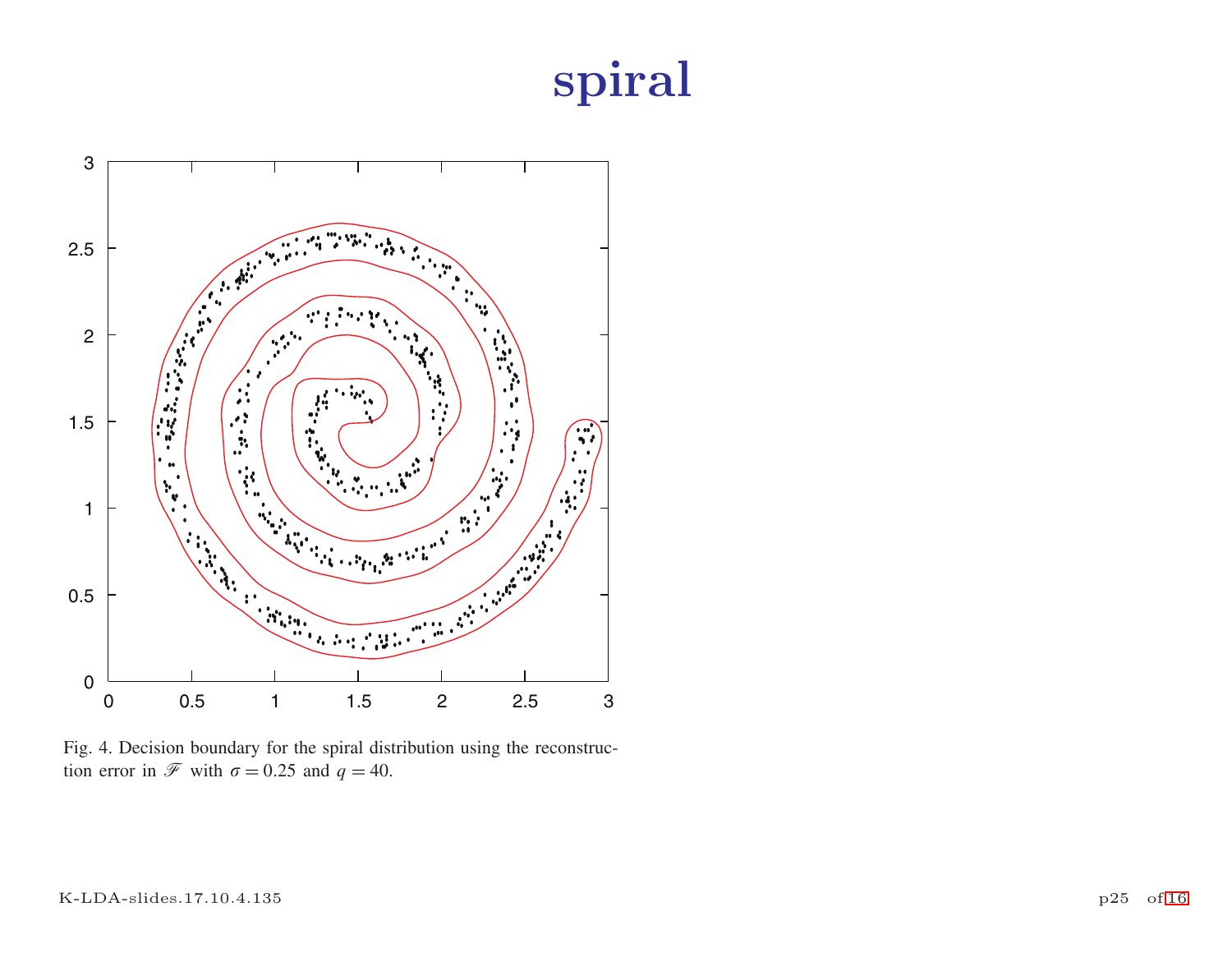# spiral

Fig. 4. Decision boundary for the spiral distribution using the reconstruction error in $\mathscr{F}$ with $\sigma = 0.25$ and $q = 40$.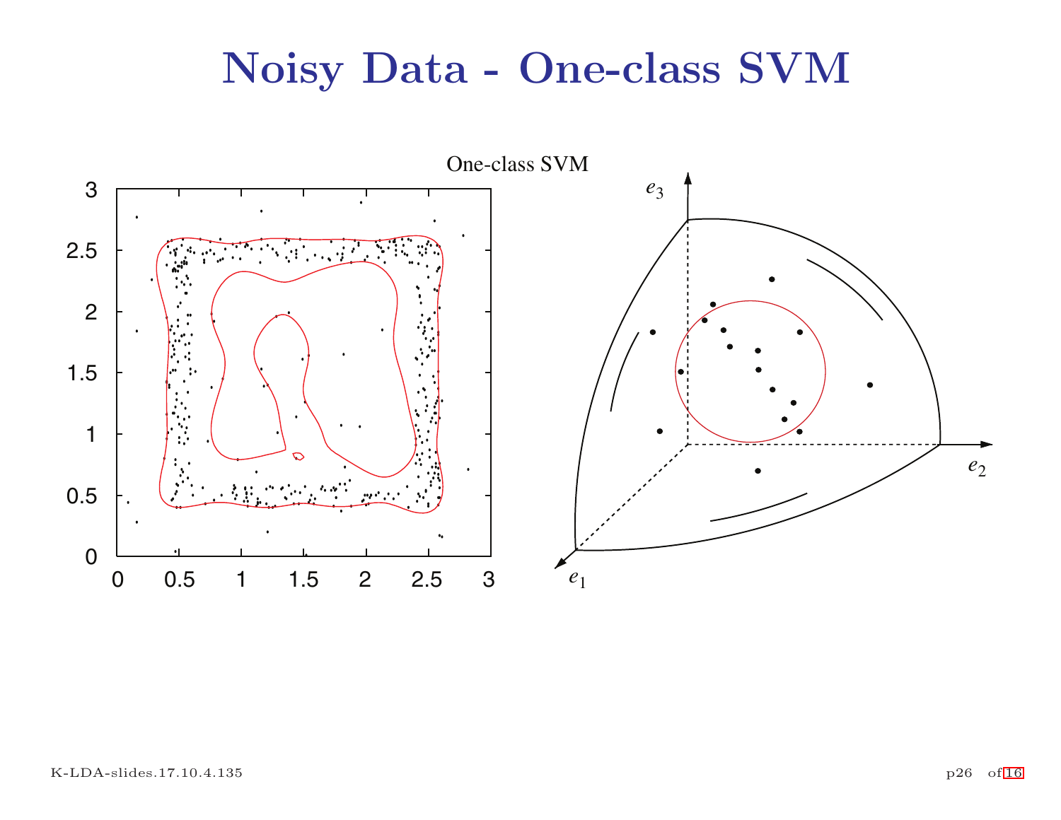# Noisy Data - One-class SVM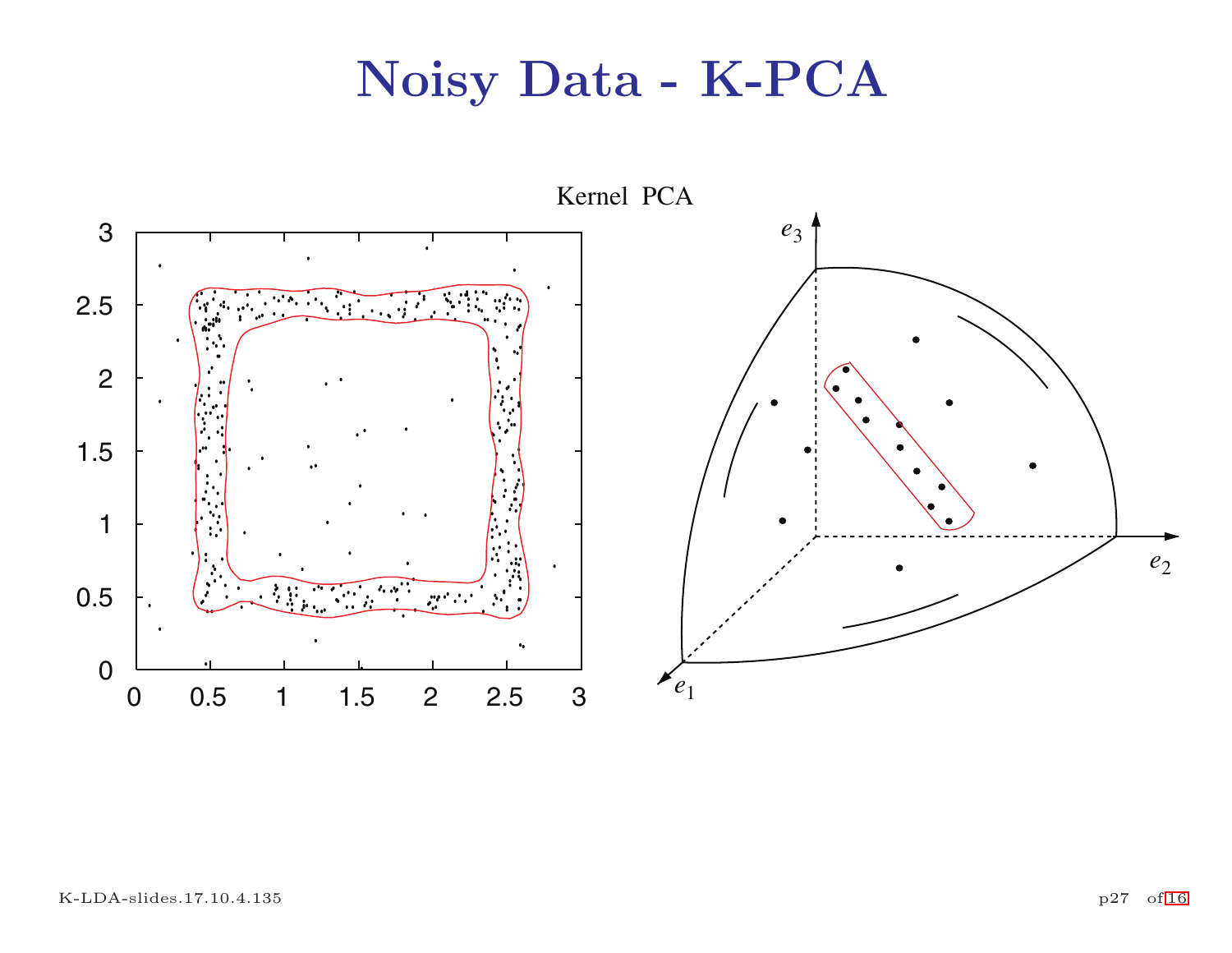# Noisy Data - K-PCA

Kernel PCA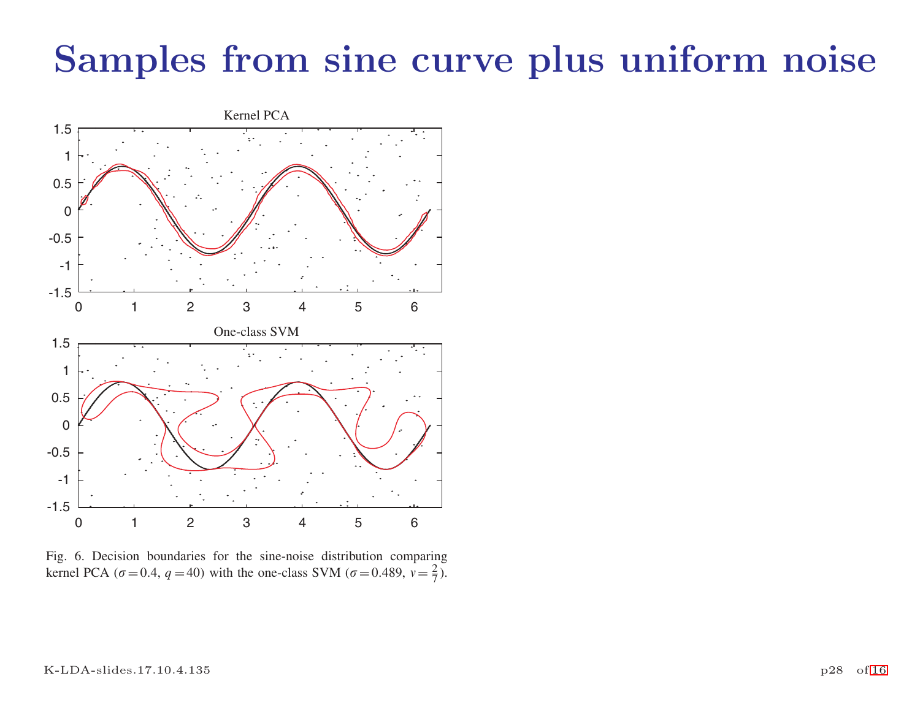# Samples from sine curve plus uniform noise

Fig. 6. Decision boundaries for the sine-noise distribution comparing kernel PCA ($\sigma = 0.4$, $q = 40$) with the one-class SVM ($\sigma = 0.489$, $\nu = \frac{2}{7}$).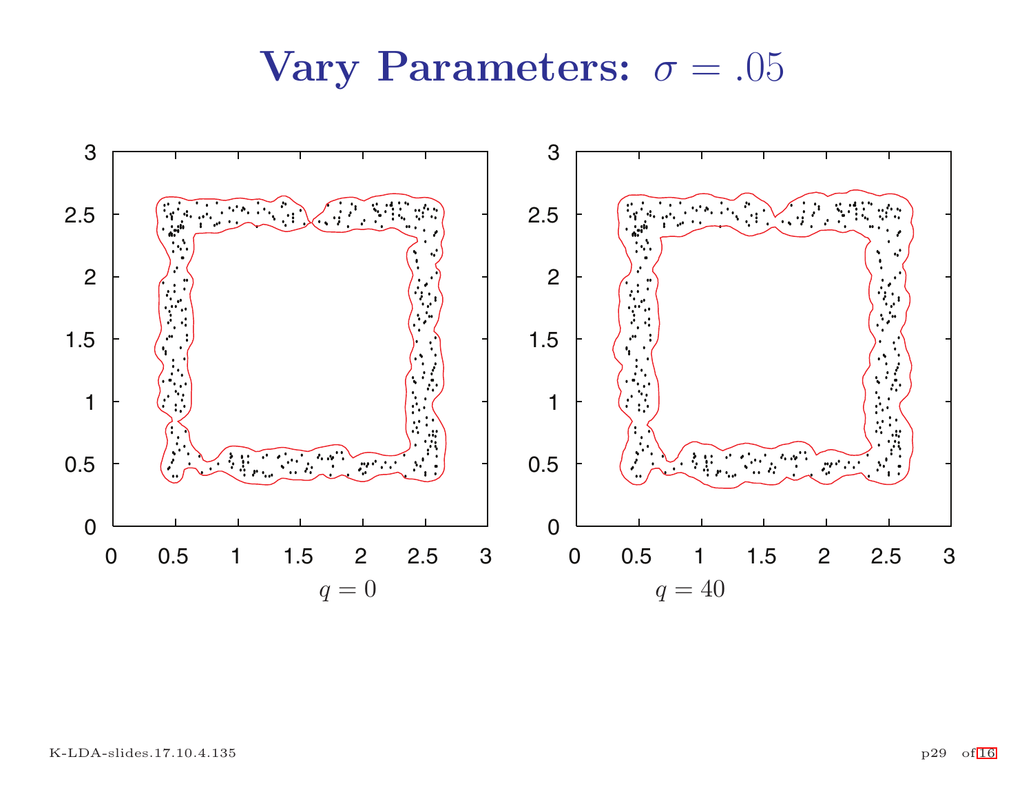# Vary Parameters: $\sigma = .05$

$q = 0$

$q = 40$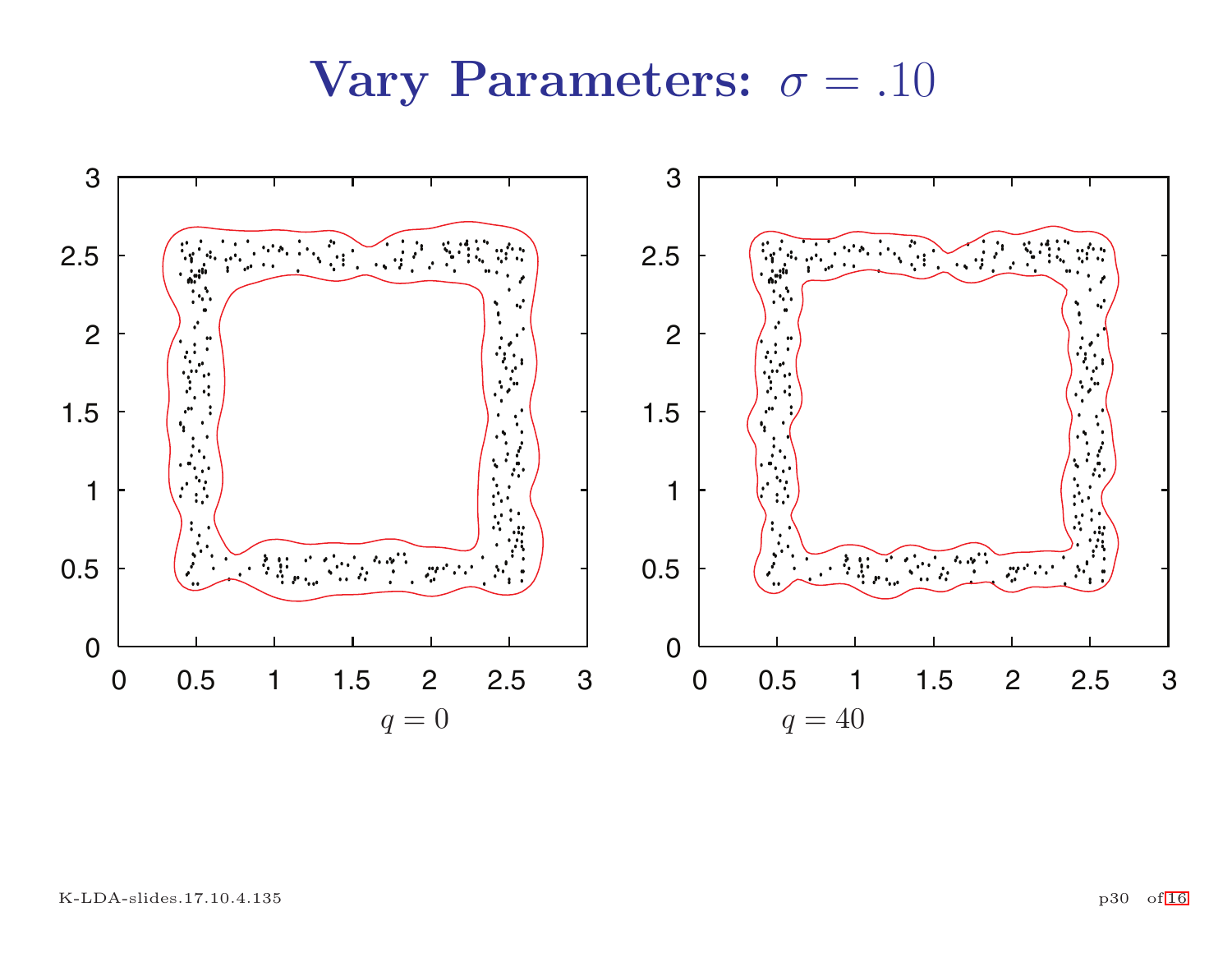# Vary Parameters: $\sigma = .10$

$q = 0$

$q = 40$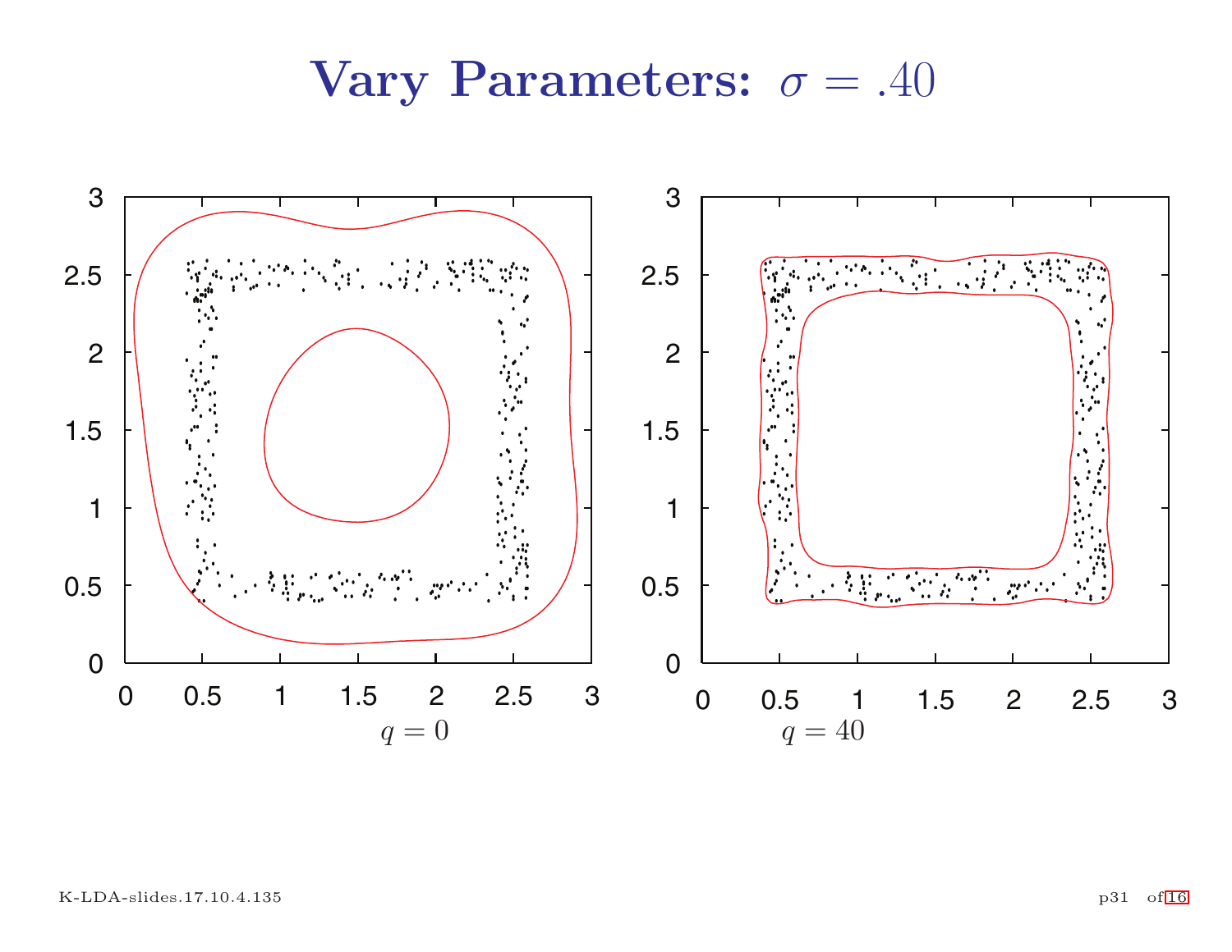# Vary Parameters: $\sigma = .40$

$q = 0$

$q = 40$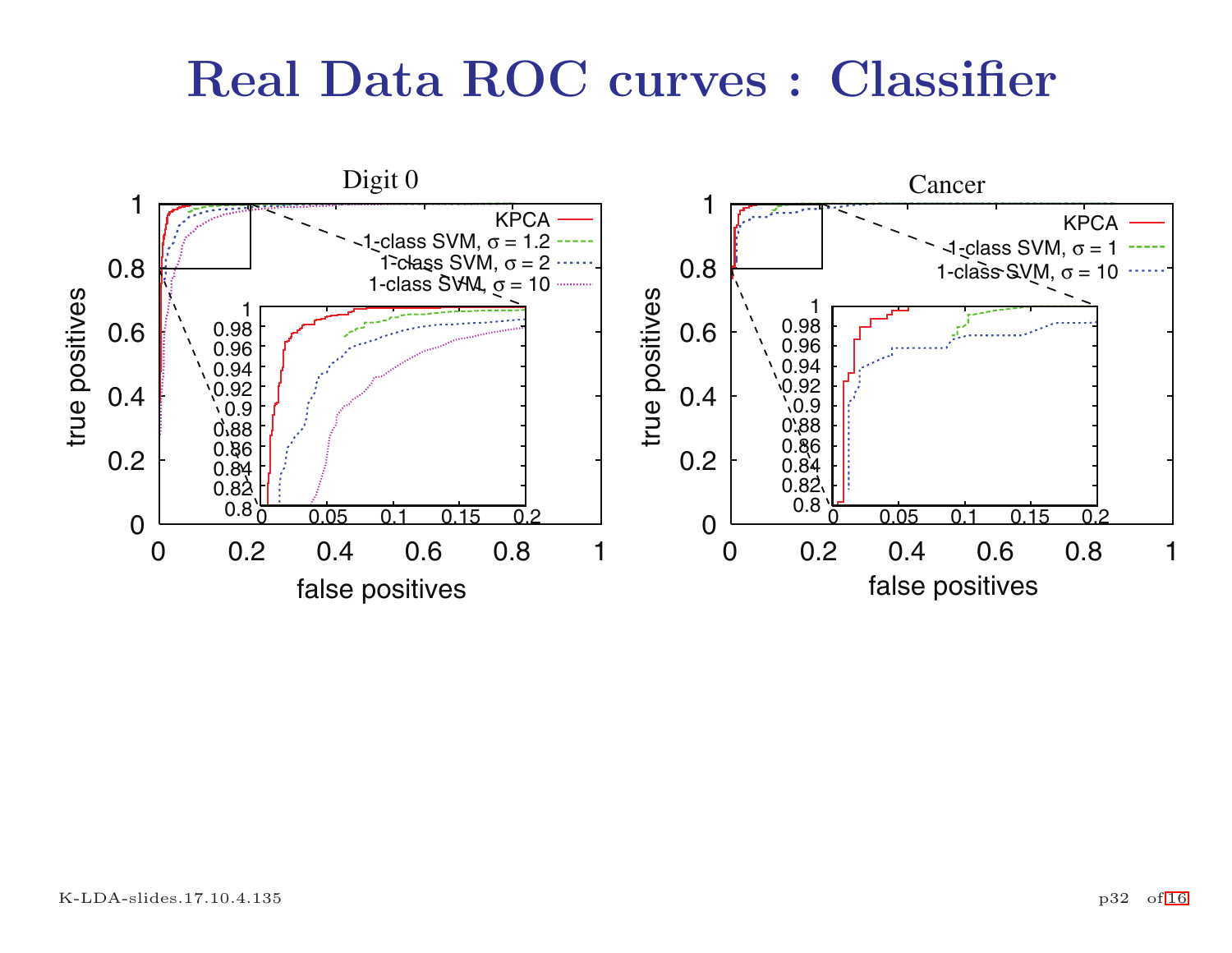# Real Data ROC curves : Classifier

**Digit 0**

- KPCA
- 1-class SVM, $\sigma = 1.2$
- 1-class SVM, $\sigma = 2$
- 1-class SVM, $\sigma = 10$

**Cancer**

- KPCA
- 1-class SVM, $\sigma = 1$
- 1-class SVM, $\sigma = 10$

Axes: true positives vs. false positives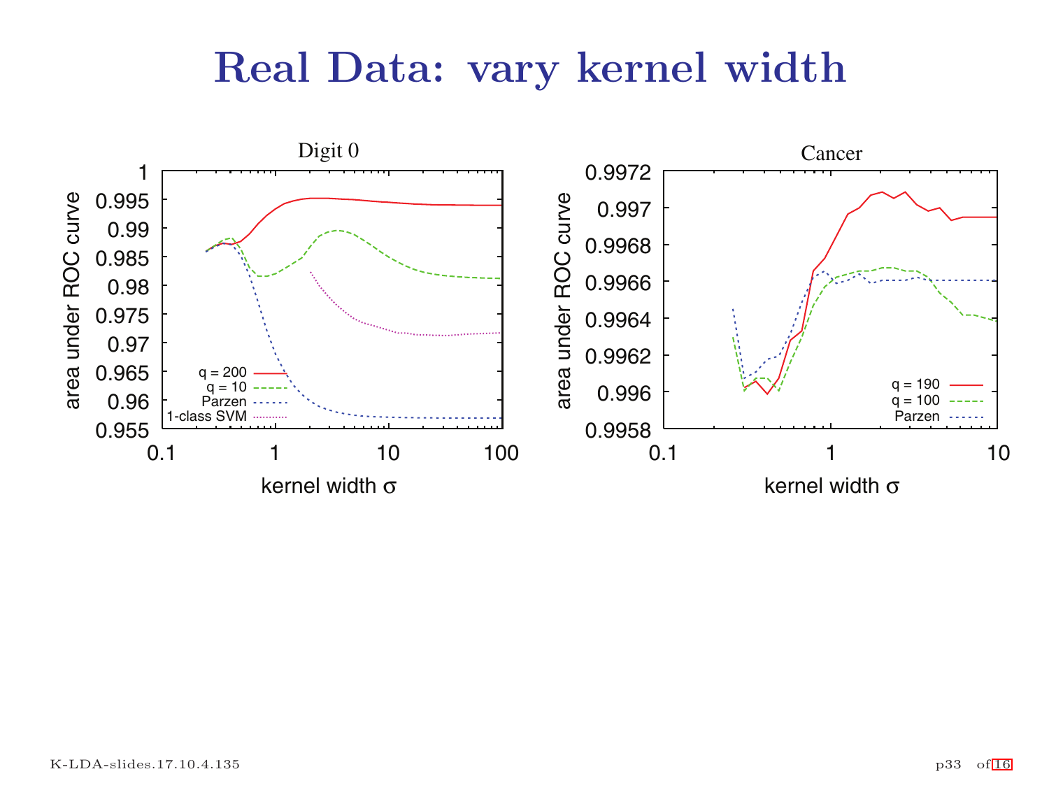# Real Data: vary kernel width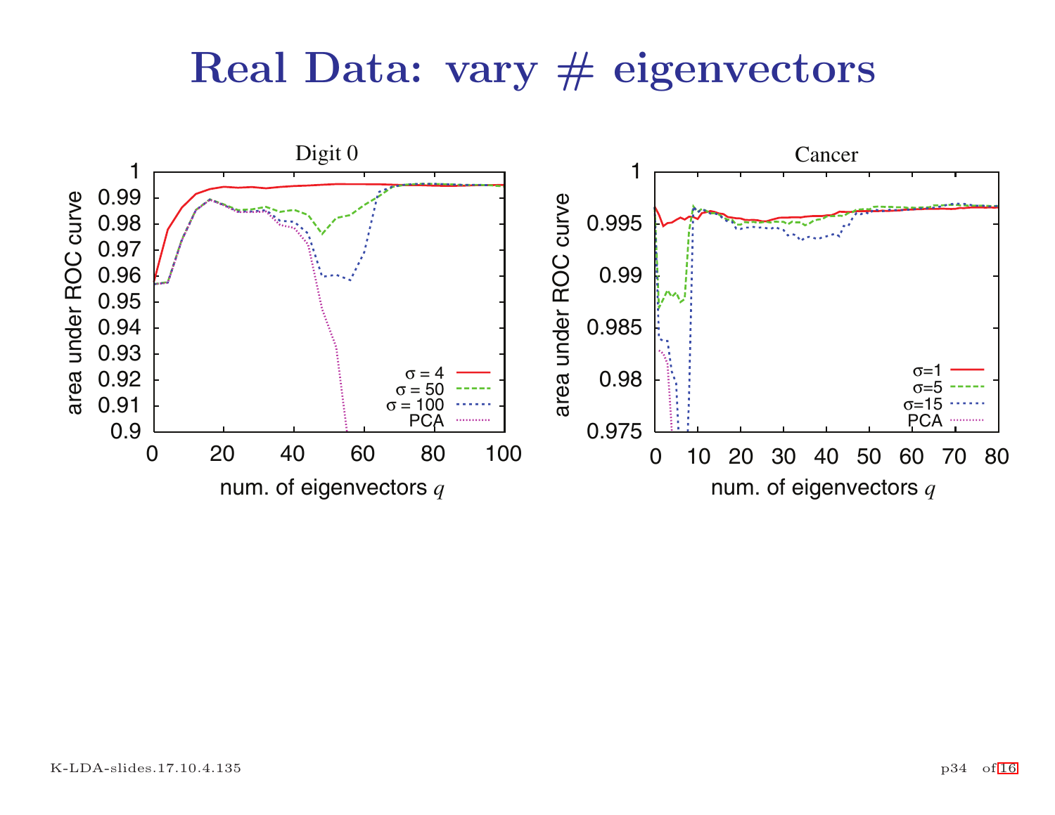# Real Data: vary # eigenvectors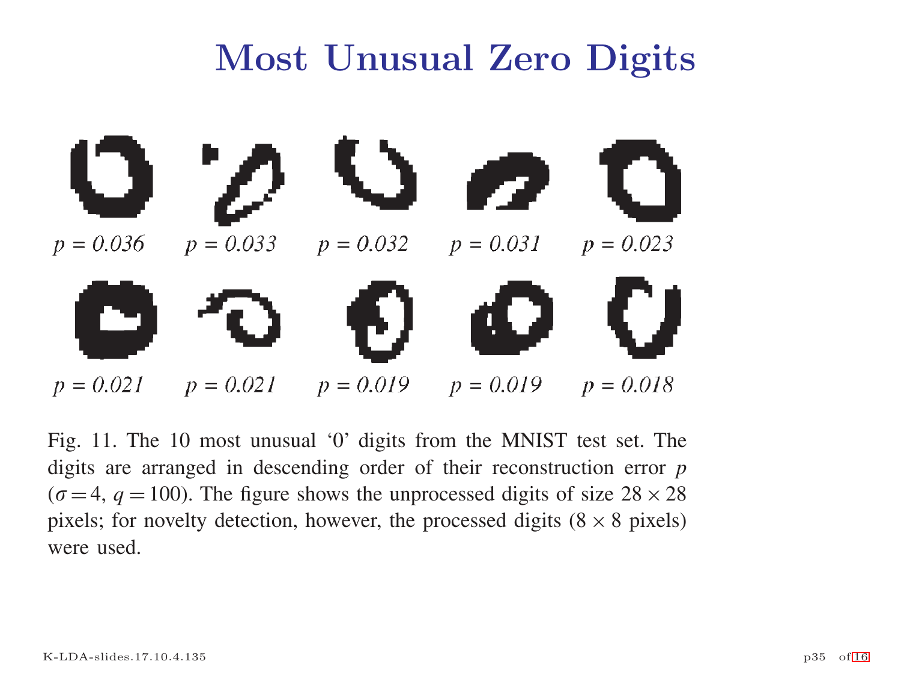# Most Unusual Zero Digits

$p = 0.036$ $p = 0.033$ $p = 0.032$ $p = 0.031$ $p = 0.023$

$p = 0.021$ $p = 0.021$ $p = 0.019$ $p = 0.019$ $p = 0.018$

Fig. 11. The 10 most unusual '0' digits from the MNIST test set. The digits are arranged in descending order of their reconstruction error $p$ ($\sigma = 4$, $q = 100$). The figure shows the unprocessed digits of size $28 \times 28$ pixels; for novelty detection, however, the processed digits ($8 \times 8$ pixels) were used.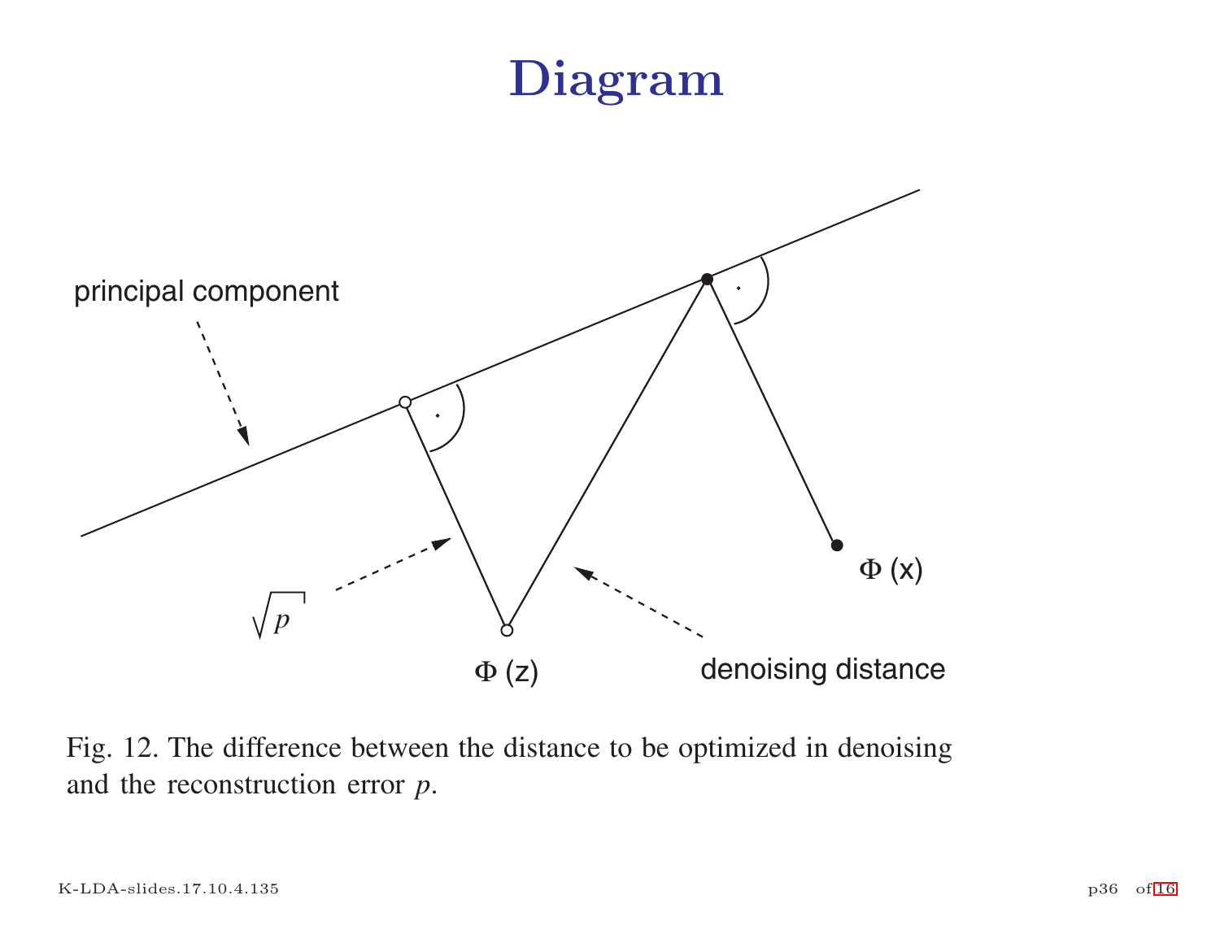# Diagram

principal component

$\sqrt{p}$

$\Phi$ (z)

denoising distance

$\Phi$ (x)

Fig. 12. The difference between the distance to be optimized in denoising and the reconstruction error $p$.